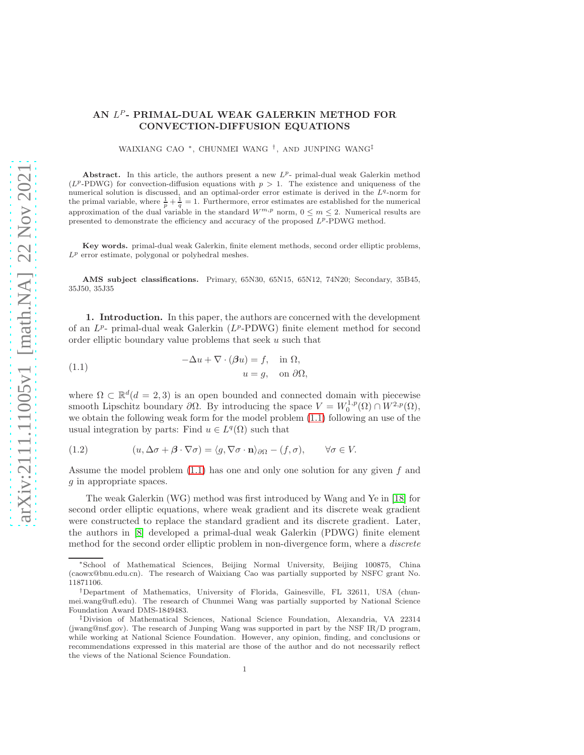# AN $L^P$- PRIMAL-DUAL WEAK GALERKIN METHOD FOR CONVECTION-DIFFUSION EQUATIONS

WAIXIANG CAO [*], CHUNMEI WANG [†], AND JUNPING WANG[‡]

**Abstract.** In this article, the authors present a new $L^p$- primal-dual weak Galerkin method ($L^p$-PDWG) for convection-diffusion equations with $p > 1$. The existence and uniqueness of the numerical solution is discussed, and an optimal-order error estimate is derived in the $L^q$-norm for the primal variable, where $\frac{1}{p} + \frac{1}{q} = 1$. Furthermore, error estimates are established for the numerical approximation of the dual variable in the standard $W^{m,p}$ norm, $0 \le m \le 2$. Numerical results are presented to demonstrate the efficiency and accuracy of the proposed $L^p$-PDWG method.

**Key words.** primal-dual weak Galerkin, finite element methods, second order elliptic problems, $L^p$ error estimate, polygonal or polyhedral meshes.

**AMS subject classifications.** Primary, 65N30, 65N15, 65N12, 74N20; Secondary, 35B45, 35J50, 35J35

**1. Introduction.** In this paper, the authors are concerned with the development of an $L^p$- primal-dual weak Galerkin ($L^p$-PDWG) finite element method for second order elliptic boundary value problems that seek $u$ such that

$$
\begin{aligned}
-\Delta u + \nabla \cdot (\boldsymbol{\beta} u) &= f, \quad \text{in } \Omega, \\
u &= g, \quad \text{on } \partial\Omega,
\end{aligned}
\tag{1.1}
$$

where $\Omega \subset \mathbb{R}^d (d = 2, 3)$ is an open bounded and connected domain with piecewise smooth Lipschitz boundary $\partial\Omega$. By introducing the space $V = W_0^{1,p}(\Omega) \cap W^{2,p}(\Omega)$, we obtain the following weak form for the model problem (1.1) following an use of the usual integration by parts: Find $u \in L^q(\Omega)$ such that

$$
(u, \Delta\sigma + \boldsymbol{\beta} \cdot \nabla\sigma) = \langle g, \nabla\sigma \cdot \mathbf{n} \rangle_{\partial\Omega} - (f, \sigma), \qquad \forall \sigma \in V. \tag{1.2}
$$

Assume the model problem (1.1) has one and only one solution for any given $f$ and $g$ in appropriate spaces.

The weak Galerkin (WG) method was first introduced by Wang and Ye in [18] for second order elliptic equations, where weak gradient and its discrete weak gradient were constructed to replace the standard gradient and its discrete gradient. Later, the authors in [8] developed a primal-dual weak Galerkin (PDWG) finite element method for the second order elliptic problem in non-divergence form, where a *discrete*

---

[*] School of Mathematical Sciences, Beijing Normal University, Beijing 100875, China (caowx@bnu.edu.cn). The research of Waixiang Cao was partially supported by NSFC grant No. 11871106.

[†] Department of Mathematics, University of Florida, Gainesville, FL 32611, USA (chunmei.wang@ufl.edu). The research of Chunmei Wang was partially supported by National Science Foundation Award DMS-1849483.

[‡] Division of Mathematical Sciences, National Science Foundation, Alexandria, VA 22314 (jwang@nsf.gov). The research of Junping Wang was supported in part by the NSF IR/D program, while working at National Science Foundation. However, any opinion, finding, and conclusions or recommendations expressed in this material are those of the author and do not necessarily reflect the views of the National Science Foundation.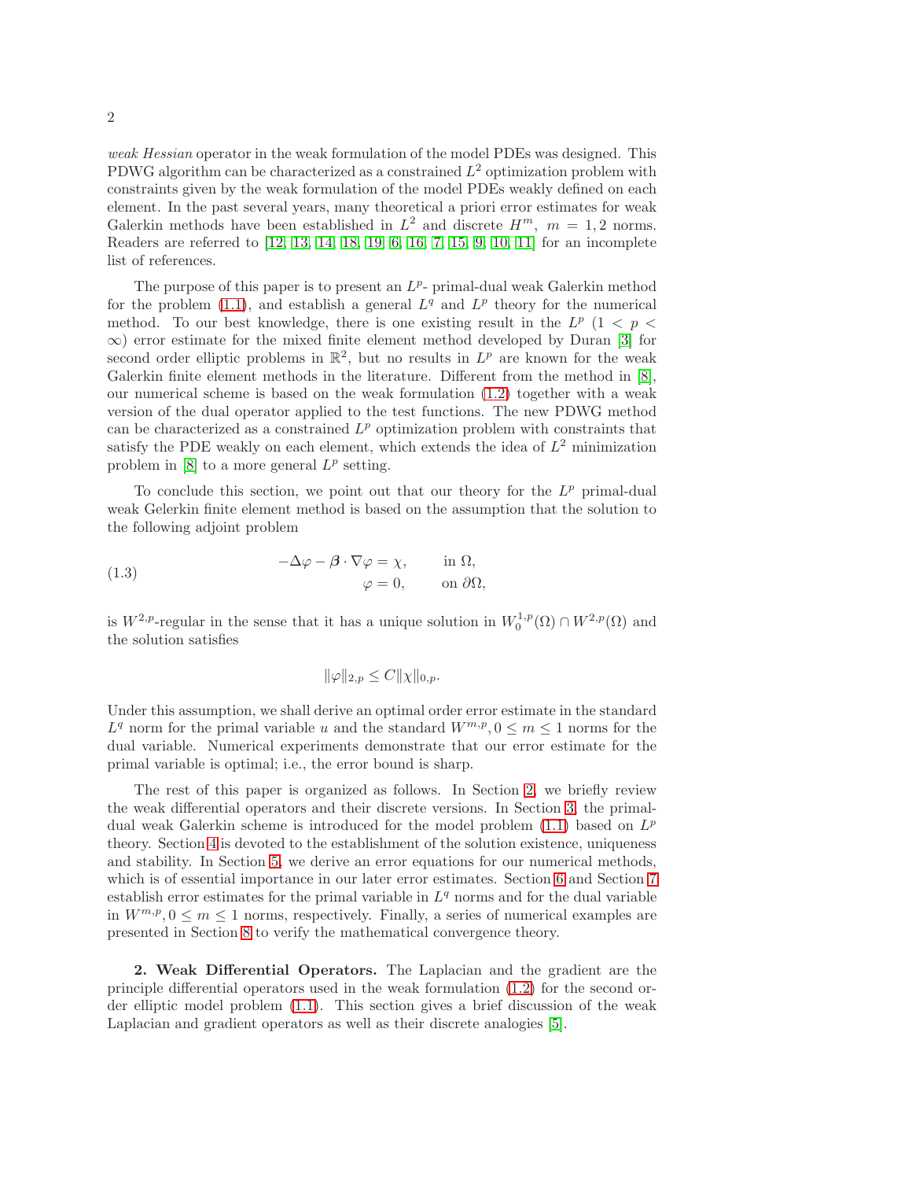*weak Hessian* operator in the weak formulation of the model PDEs was designed. This PDWG algorithm can be characterized as a constrained $L^2$ optimization problem with constraints given by the weak formulation of the model PDEs weakly defined on each element. In the past several years, many theoretical a priori error estimates for weak Galerkin methods have been established in $L^2$ and discrete $H^m$, $m = 1, 2$ norms. Readers are referred to [12, 13, 14, 18, 19, 6, 16, 7, 15, 9, 10, 11] for an incomplete list of references.

The purpose of this paper is to present an $L^p$- primal-dual weak Galerkin method for the problem (1.1), and establish a general $L^q$ and $L^p$ theory for the numerical method. To our best knowledge, there is one existing result in the $L^p$ $(1 < p < \infty)$ error estimate for the mixed finite element method developed by Duran [3] for second order elliptic problems in $\mathbb{R}^2$, but no results in $L^p$ are known for the weak Galerkin finite element methods in the literature. Different from the method in [8], our numerical scheme is based on the weak formulation (1.2) together with a weak version of the dual operator applied to the test functions. The new PDWG method can be characterized as a constrained $L^p$ optimization problem with constraints that satisfy the PDE weakly on each element, which extends the idea of $L^2$ minimization problem in [8] to a more general $L^p$ setting.

To conclude this section, we point out that our theory for the $L^p$ primal-dual weak Gelerkin finite element method is based on the assumption that the solution to the following adjoint problem

$$
\begin{aligned}
-\Delta\varphi - \boldsymbol{\beta}\cdot\nabla\varphi &= \chi, \qquad \text{in } \Omega, \\
\varphi &= 0, \qquad \text{on } \partial\Omega,
\end{aligned}
\tag{1.3}
$$

is $W^{2,p}$-regular in the sense that it has a unique solution in $W_0^{1,p}(\Omega)\cap W^{2,p}(\Omega)$ and the solution satisfies

$$
\|\varphi\|_{2,p} \leq C\|\chi\|_{0,p}.
$$

Under this assumption, we shall derive an optimal order error estimate in the standard $L^q$ norm for the primal variable $u$ and the standard $W^{m,p}, 0 \leq m \leq 1$ norms for the dual variable. Numerical experiments demonstrate that our error estimate for the primal variable is optimal; i.e., the error bound is sharp.

The rest of this paper is organized as follows. In Section 2, we briefly review the weak differential operators and their discrete versions. In Section 3, the primal-dual weak Galerkin scheme is introduced for the model problem (1.1) based on $L^p$ theory. Section 4 is devoted to the establishment of the solution existence, uniqueness and stability. In Section 5, we derive an error equations for our numerical methods, which is of essential importance in our later error estimates. Section 6 and Section 7 establish error estimates for the primal variable in $L^q$ norms and for the dual variable in $W^{m,p}, 0 \leq m \leq 1$ norms, respectively. Finally, a series of numerical examples are presented in Section 8 to verify the mathematical convergence theory.

## 2. Weak Differential Operators.

The Laplacian and the gradient are the principle differential operators used in the weak formulation (1.2) for the second order elliptic model problem (1.1). This section gives a brief discussion of the weak Laplacian and gradient operators as well as their discrete analogies [5].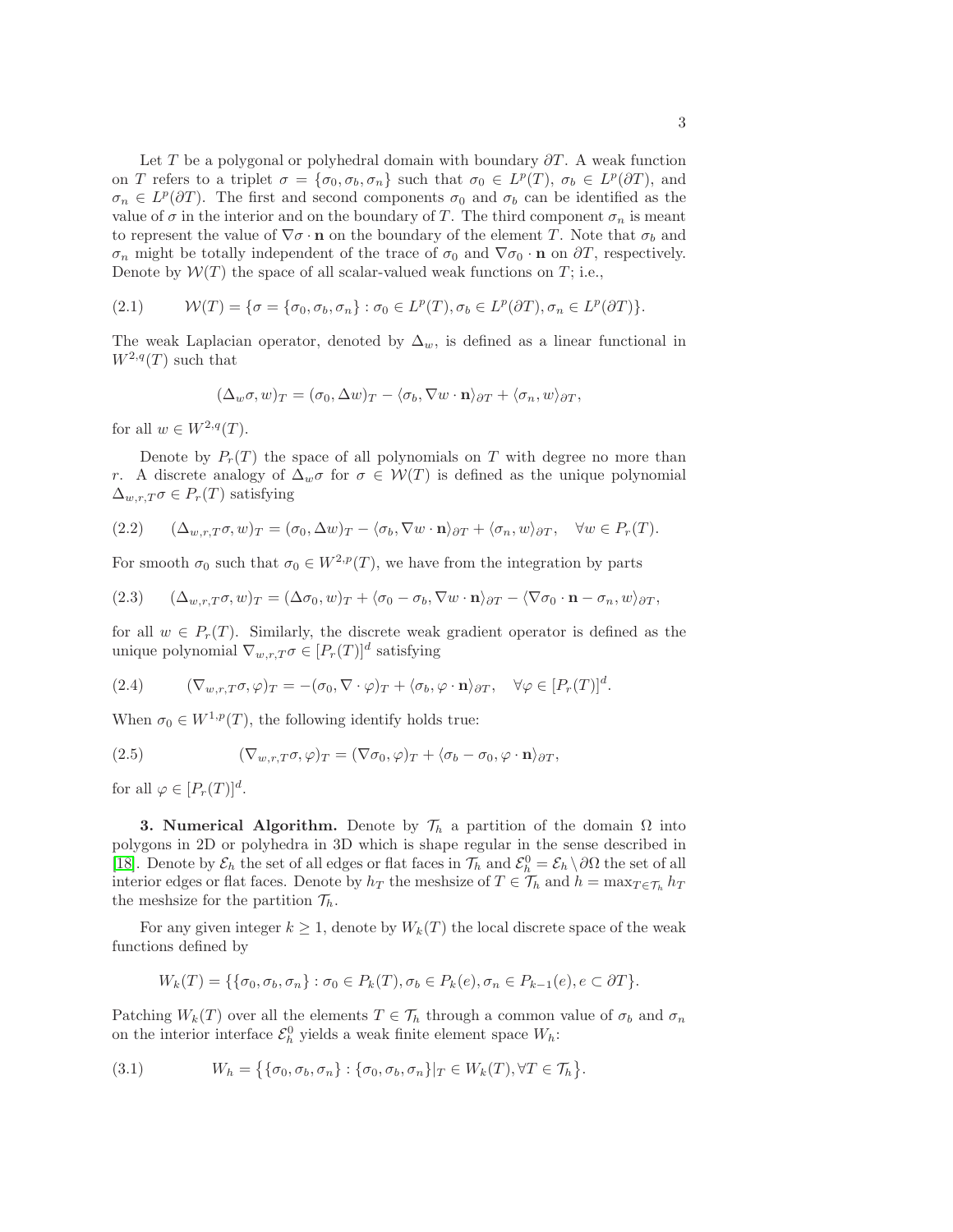Let $T$ be a polygonal or polyhedral domain with boundary $\partial T$. A weak function on $T$ refers to a triplet $\sigma = \{\sigma_0, \sigma_b, \sigma_n\}$ such that $\sigma_0 \in L^p(T)$, $\sigma_b \in L^p(\partial T)$, and $\sigma_n \in L^p(\partial T)$. The first and second components $\sigma_0$ and $\sigma_b$ can be identified as the value of $\sigma$ in the interior and on the boundary of $T$. The third component $\sigma_n$ is meant to represent the value of $\nabla\sigma \cdot \mathbf{n}$ on the boundary of the element $T$. Note that $\sigma_b$ and $\sigma_n$ might be totally independent of the trace of $\sigma_0$ and $\nabla\sigma_0 \cdot \mathbf{n}$ on $\partial T$, respectively. Denote by $\mathcal{W}(T)$ the space of all scalar-valued weak functions on $T$; i.e.,

$$\mathcal{W}(T) = \{\sigma = \{\sigma_0, \sigma_b, \sigma_n\} : \sigma_0 \in L^p(T), \sigma_b \in L^p(\partial T), \sigma_n \in L^p(\partial T)\}. \tag{2.1}$$

The weak Laplacian operator, denoted by $\Delta_w$, is defined as a linear functional in $W^{2,q}(T)$ such that

$$(\Delta_w \sigma, w)_T = (\sigma_0, \Delta w)_T - \langle \sigma_b, \nabla w \cdot \mathbf{n}\rangle_{\partial T} + \langle \sigma_n, w\rangle_{\partial T},$$

for all $w \in W^{2,q}(T)$.

Denote by $P_r(T)$ the space of all polynomials on $T$ with degree no more than $r$. A discrete analogy of $\Delta_w \sigma$ for $\sigma \in \mathcal{W}(T)$ is defined as the unique polynomial $\Delta_{w,r,T}\sigma \in P_r(T)$ satisfying

$$(\Delta_{w,r,T}\sigma, w)_T = (\sigma_0, \Delta w)_T - \langle \sigma_b, \nabla w \cdot \mathbf{n}\rangle_{\partial T} + \langle \sigma_n, w\rangle_{\partial T}, \quad \forall w \in P_r(T). \tag{2.2}$$

For smooth $\sigma_0$ such that $\sigma_0 \in W^{2,p}(T)$, we have from the integration by parts

$$(\Delta_{w,r,T}\sigma, w)_T = (\Delta\sigma_0, w)_T + \langle \sigma_0 - \sigma_b, \nabla w \cdot \mathbf{n}\rangle_{\partial T} - \langle \nabla\sigma_0 \cdot \mathbf{n} - \sigma_n, w\rangle_{\partial T}, \tag{2.3}$$

for all $w \in P_r(T)$. Similarly, the discrete weak gradient operator is defined as the unique polynomial $\nabla_{w,r,T}\sigma \in [P_r(T)]^d$ satisfying

$$(\nabla_{w,r,T}\sigma, \varphi)_T = -(\sigma_0, \nabla \cdot \varphi)_T + \langle \sigma_b, \varphi \cdot \mathbf{n}\rangle_{\partial T}, \quad \forall \varphi \in [P_r(T)]^d. \tag{2.4}$$

When $\sigma_0 \in W^{1,p}(T)$, the following identify holds true:

$$(\nabla_{w,r,T}\sigma, \varphi)_T = (\nabla\sigma_0, \varphi)_T + \langle \sigma_b - \sigma_0, \varphi \cdot \mathbf{n}\rangle_{\partial T}, \tag{2.5}$$

for all $\varphi \in [P_r(T)]^d$.

**3. Numerical Algorithm.** Denote by $\mathcal{T}_h$ a partition of the domain $\Omega$ into polygons in 2D or polyhedra in 3D which is shape regular in the sense described in [18]. Denote by $\mathcal{E}_h$ the set of all edges or flat faces in $\mathcal{T}_h$ and $\mathcal{E}_h^0 = \mathcal{E}_h \setminus \partial\Omega$ the set of all interior edges or flat faces. Denote by $h_T$ the meshsize of $T \in \mathcal{T}_h$ and $h = \max_{T\in\mathcal{T}_h} h_T$ the meshsize for the partition $\mathcal{T}_h$.

For any given integer $k \geq 1$, denote by $W_k(T)$ the local discrete space of the weak functions defined by

$$W_k(T) = \{\{\sigma_0, \sigma_b, \sigma_n\} : \sigma_0 \in P_k(T), \sigma_b \in P_k(e), \sigma_n \in P_{k-1}(e), e \subset \partial T\}.$$

Patching $W_k(T)$ over all the elements $T \in \mathcal{T}_h$ through a common value of $\sigma_b$ and $\sigma_n$ on the interior interface $\mathcal{E}_h^0$ yields a weak finite element space $W_h$:

$$W_h = \big\{\{\sigma_0, \sigma_b, \sigma_n\} : \{\sigma_0, \sigma_b, \sigma_n\}|_T \in W_k(T), \forall T \in \mathcal{T}_h\big\}. \tag{3.1}$$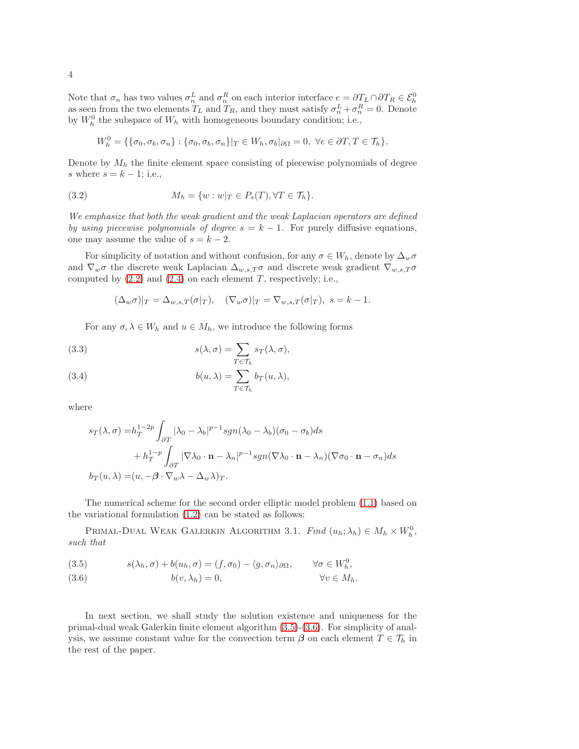Note that $\sigma_n$ has two values $\sigma_n^L$ and $\sigma_n^R$ on each interior interface $e = \partial T_L \cap \partial T_R \in \mathcal{E}_h^0$ as seen from the two elements $T_L$ and $T_R$, and they must satisfy $\sigma_n^L + \sigma_n^R = 0$. Denote by $W_h^0$ the subspace of $W_h$ with homogeneous boundary condition; i.e.,

$$W_h^0 = \{\{\sigma_0, \sigma_b, \sigma_n\} : \{\sigma_0, \sigma_b, \sigma_n\}|_T \in W_h, \sigma_b|_{\partial\Omega} = 0, \ \forall e \in \partial T, T \in \mathcal{T}_h\}.$$

Denote by $M_h$ the finite element space consisting of piecewise polynomials of degree $s$ where $s = k-1$; i.e.,

$$M_h = \{w : w|_T \in P_s(T), \forall T \in \mathcal{T}_h\}. \tag{3.2}$$

*We emphasize that both the weak gradient and the weak Laplacian operators are defined by using piecewise polynomials of degree $s = k-1$.* For purely diffusive equations, one may assume the value of $s = k-2$.

For simplicity of notation and without confusion, for any $\sigma \in W_h$, denote by $\Delta_w \sigma$ and $\nabla_w \sigma$ the discrete weak Laplacian $\Delta_{w,s,T}\sigma$ and discrete weak gradient $\nabla_{w,s,T}\sigma$ computed by (2.2) and (2.4) on each element $T$, respectively; i.e.,

$$(\Delta_w \sigma)|_T = \Delta_{w,s,T}(\sigma|_T), \quad (\nabla_w \sigma)|_T = \nabla_{w,s,T}(\sigma|_T), \ s = k-1.$$

For any $\sigma, \lambda \in W_h$ and $u \in M_h$, we introduce the following forms

$$s(\lambda, \sigma) = \sum_{T \in \mathcal{T}_h} s_T(\lambda, \sigma), \tag{3.3}$$

$$b(u, \lambda) = \sum_{T \in \mathcal{T}_h} b_T(u, \lambda), \tag{3.4}$$

where

$$\begin{aligned}
s_T(\lambda, \sigma) =& h_T^{1-2p} \int_{\partial T} |\lambda_0 - \lambda_b|^{p-1} sgn(\lambda_0 - \lambda_b)(\sigma_0 - \sigma_b) ds \\
&+ h_T^{1-p} \int_{\partial T} |\nabla \lambda_0 \cdot \mathbf{n} - \lambda_n|^{p-1} sgn(\nabla \lambda_0 \cdot \mathbf{n} - \lambda_n)(\nabla \sigma_0 \cdot \mathbf{n} - \sigma_n) ds \\
b_T(u, \lambda) =& (u, -\boldsymbol{\beta} \cdot \nabla_w \lambda - \Delta_w \lambda)_T.
\end{aligned}$$

The numerical scheme for the second order elliptic model problem (1.1) based on the variational formulation (1.2) can be stated as follows:

Primal-Dual Weak Galerkin Algorithm 3.1. *Find $(u_h; \lambda_h) \in M_h \times W_h^0$, such that*

$$s(\lambda_h, \sigma) + b(u_h, \sigma) = (f, \sigma_0) - \langle g, \sigma_n \rangle_{\partial\Omega}, \qquad \forall \sigma \in W_h^0, \tag{3.5}$$

$$b(v, \lambda_h) = 0, \qquad \forall v \in M_h. \tag{3.6}$$

In next section, we shall study the solution existence and uniqueness for the primal-dual weak Galerkin finite element algorithm (3.5)-(3.6). For simplicity of analysis, we assume constant value for the convection term $\boldsymbol{\beta}$ on each element $T \in \mathcal{T}_h$ in the rest of the paper.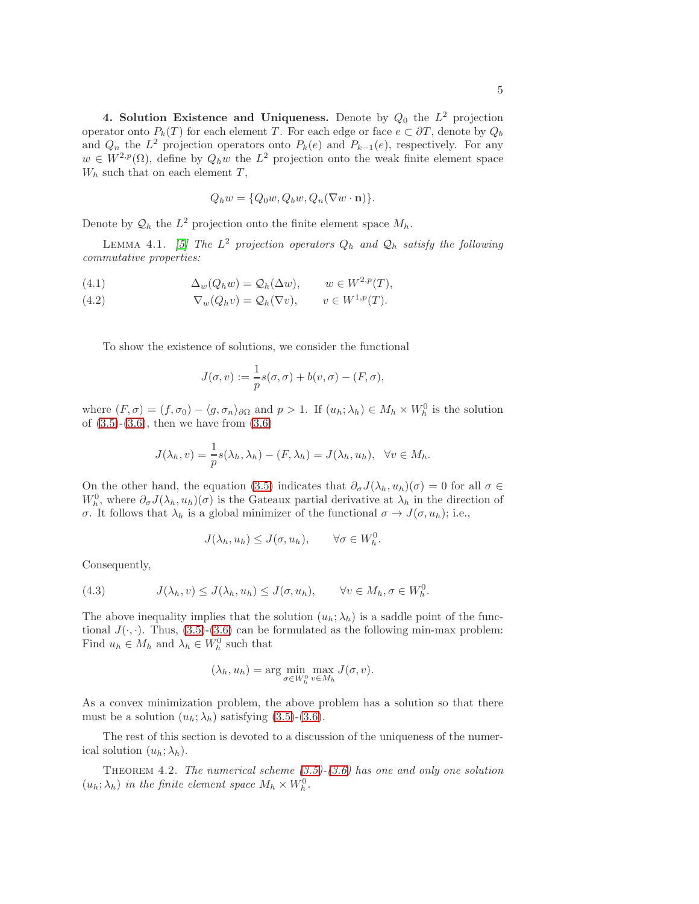**4. Solution Existence and Uniqueness.** Denote by $Q_0$ the $L^2$ projection operator onto $P_k(T)$ for each element $T$. For each edge or face $e \subset \partial T$, denote by $Q_b$ and $Q_n$ the $L^2$ projection operators onto $P_k(e)$ and $P_{k-1}(e)$, respectively. For any $w \in W^{2,p}(\Omega)$, define by $Q_h w$ the $L^2$ projection onto the weak finite element space $W_h$ such that on each element $T$,

$$Q_h w = \{Q_0 w, Q_b w, Q_n(\nabla w \cdot \mathbf{n})\}.$$

Denote by $\mathcal{Q}_h$ the $L^2$ projection onto the finite element space $M_h$.

Lemma 4.1. *[5] The $L^2$ projection operators $Q_h$ and $\mathcal{Q}_h$ satisfy the following commutative properties:*

$$\Delta_w(Q_h w) = \mathcal{Q}_h(\Delta w), \qquad w \in W^{2,p}(T), \tag{4.1}$$

$$\nabla_w(Q_h v) = \mathcal{Q}_h(\nabla v), \qquad v \in W^{1,p}(T). \tag{4.2}$$

To show the existence of solutions, we consider the functional

$$J(\sigma, v) := \frac{1}{p} s(\sigma, \sigma) + b(v, \sigma) - (F, \sigma),$$

where $(F, \sigma) = (f, \sigma_0) - \langle g, \sigma_n \rangle_{\partial\Omega}$ and $p > 1$. If $(u_h; \lambda_h) \in M_h \times W_h^0$ is the solution of (3.5)-(3.6), then we have from (3.6)

$$J(\lambda_h, v) = \frac{1}{p} s(\lambda_h, \lambda_h) - (F, \lambda_h) = J(\lambda_h, u_h), \quad \forall v \in M_h.$$

On the other hand, the equation (3.5) indicates that $\partial_\sigma J(\lambda_h, u_h)(\sigma) = 0$ for all $\sigma \in W_h^0$, where $\partial_\sigma J(\lambda_h, u_h)(\sigma)$ is the Gateaux partial derivative at $\lambda_h$ in the direction of $\sigma$. It follows that $\lambda_h$ is a global minimizer of the functional $\sigma \to J(\sigma, u_h)$; i.e.,

$$J(\lambda_h, u_h) \leq J(\sigma, u_h), \qquad \forall \sigma \in W_h^0.$$

Consequently,

$$J(\lambda_h, v) \leq J(\lambda_h, u_h) \leq J(\sigma, u_h), \qquad \forall v \in M_h, \sigma \in W_h^0. \tag{4.3}$$

The above inequality implies that the solution $(u_h; \lambda_h)$ is a saddle point of the functional $J(\cdot, \cdot)$. Thus, (3.5)-(3.6) can be formulated as the following min-max problem: Find $u_h \in M_h$ and $\lambda_h \in W_h^0$ such that

$$(\lambda_h, u_h) = \arg \min_{\sigma \in W_h^0} \max_{v \in M_h} J(\sigma, v).$$

As a convex minimization problem, the above problem has a solution so that there must be a solution $(u_h; \lambda_h)$ satisfying (3.5)-(3.6).

The rest of this section is devoted to a discussion of the uniqueness of the numerical solution $(u_h; \lambda_h)$.

Theorem 4.2. *The numerical scheme (3.5)-(3.6) has one and only one solution $(u_h; \lambda_h)$ in the finite element space $M_h \times W_h^0$.*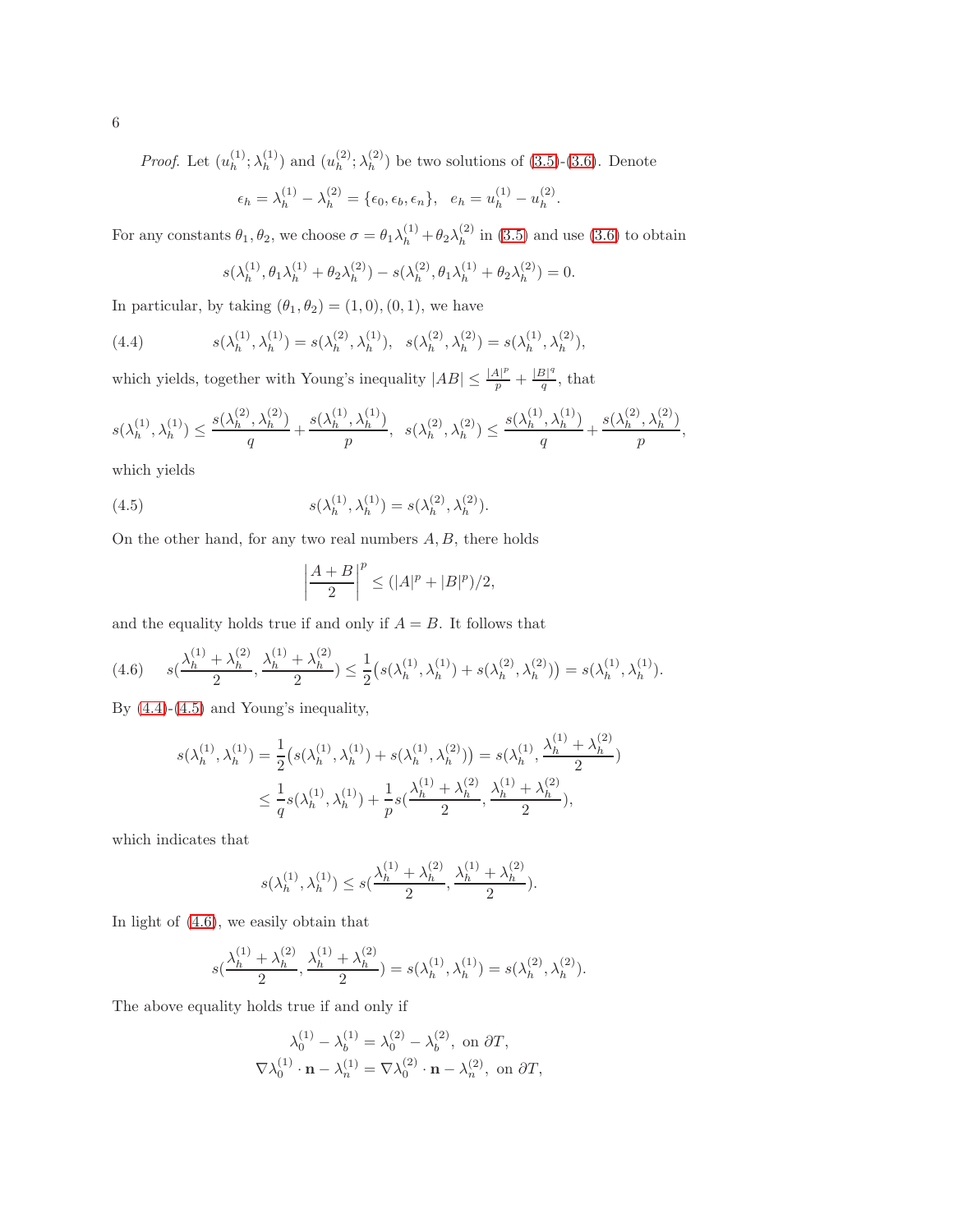*Proof.* Let $(u_h^{(1)}; \lambda_h^{(1)})$ and $(u_h^{(2)}; \lambda_h^{(2)})$ be two solutions of (3.5)-(3.6). Denote

$$\epsilon_h = \lambda_h^{(1)} - \lambda_h^{(2)} = \{\epsilon_0, \epsilon_b, \epsilon_n\}, \quad e_h = u_h^{(1)} - u_h^{(2)}.$$

For any constants $\theta_1, \theta_2$, we choose $\sigma = \theta_1 \lambda_h^{(1)} + \theta_2 \lambda_h^{(2)}$ in (3.5) and use (3.6) to obtain

$$s(\lambda_h^{(1)}, \theta_1 \lambda_h^{(1)} + \theta_2 \lambda_h^{(2)}) - s(\lambda_h^{(2)}, \theta_1 \lambda_h^{(1)} + \theta_2 \lambda_h^{(2)}) = 0.$$

In particular, by taking $(\theta_1, \theta_2) = (1, 0), (0, 1)$, we have

$$s(\lambda_h^{(1)}, \lambda_h^{(1)}) = s(\lambda_h^{(2)}, \lambda_h^{(1)}), \quad s(\lambda_h^{(2)}, \lambda_h^{(2)}) = s(\lambda_h^{(1)}, \lambda_h^{(2)}), \tag{4.4}$$

which yields, together with Young's inequality $|AB| \leq \frac{|A|^p}{p} + \frac{|B|^q}{q}$, that

$$s(\lambda_h^{(1)}, \lambda_h^{(1)}) \leq \frac{s(\lambda_h^{(2)}, \lambda_h^{(2)})}{q} + \frac{s(\lambda_h^{(1)}, \lambda_h^{(1)})}{p}, \quad s(\lambda_h^{(2)}, \lambda_h^{(2)}) \leq \frac{s(\lambda_h^{(1)}, \lambda_h^{(1)})}{q} + \frac{s(\lambda_h^{(2)}, \lambda_h^{(2)})}{p},$$

which yields

$$s(\lambda_h^{(1)}, \lambda_h^{(1)}) = s(\lambda_h^{(2)}, \lambda_h^{(2)}). \tag{4.5}$$

On the other hand, for any two real numbers $A, B$, there holds

$$\left|\frac{A+B}{2}\right|^p \leq (|A|^p + |B|^p)/2,$$

and the equality holds true if and only if $A = B$. It follows that

$$s(\frac{\lambda_h^{(1)} + \lambda_h^{(2)}}{2}, \frac{\lambda_h^{(1)} + \lambda_h^{(2)}}{2}) \leq \frac{1}{2}\big(s(\lambda_h^{(1)}, \lambda_h^{(1)}) + s(\lambda_h^{(2)}, \lambda_h^{(2)})\big) = s(\lambda_h^{(1)}, \lambda_h^{(1)}). \tag{4.6}$$

By (4.4)-(4.5) and Young's inequality,

$$\begin{aligned}
s(\lambda_h^{(1)}, \lambda_h^{(1)}) &= \frac{1}{2}\big(s(\lambda_h^{(1)}, \lambda_h^{(1)}) + s(\lambda_h^{(1)}, \lambda_h^{(2)})\big) = s(\lambda_h^{(1)}, \frac{\lambda_h^{(1)} + \lambda_h^{(2)}}{2}) \\
&\leq \frac{1}{q} s(\lambda_h^{(1)}, \lambda_h^{(1)}) + \frac{1}{p} s(\frac{\lambda_h^{(1)} + \lambda_h^{(2)}}{2}, \frac{\lambda_h^{(1)} + \lambda_h^{(2)}}{2}),
\end{aligned}$$

which indicates that

$$s(\lambda_h^{(1)}, \lambda_h^{(1)}) \leq s(\frac{\lambda_h^{(1)} + \lambda_h^{(2)}}{2}, \frac{\lambda_h^{(1)} + \lambda_h^{(2)}}{2}).$$

In light of (4.6), we easily obtain that

$$s(\frac{\lambda_h^{(1)} + \lambda_h^{(2)}}{2}, \frac{\lambda_h^{(1)} + \lambda_h^{(2)}}{2}) = s(\lambda_h^{(1)}, \lambda_h^{(1)}) = s(\lambda_h^{(2)}, \lambda_h^{(2)}).$$

The above equality holds true if and only if

$$\begin{aligned}
\lambda_0^{(1)} - \lambda_b^{(1)} &= \lambda_0^{(2)} - \lambda_b^{(2)}, \text{ on } \partial T, \\
\nabla \lambda_0^{(1)} \cdot \mathbf{n} - \lambda_n^{(1)} &= \nabla \lambda_0^{(2)} \cdot \mathbf{n} - \lambda_n^{(2)}, \text{ on } \partial T,
\end{aligned}$$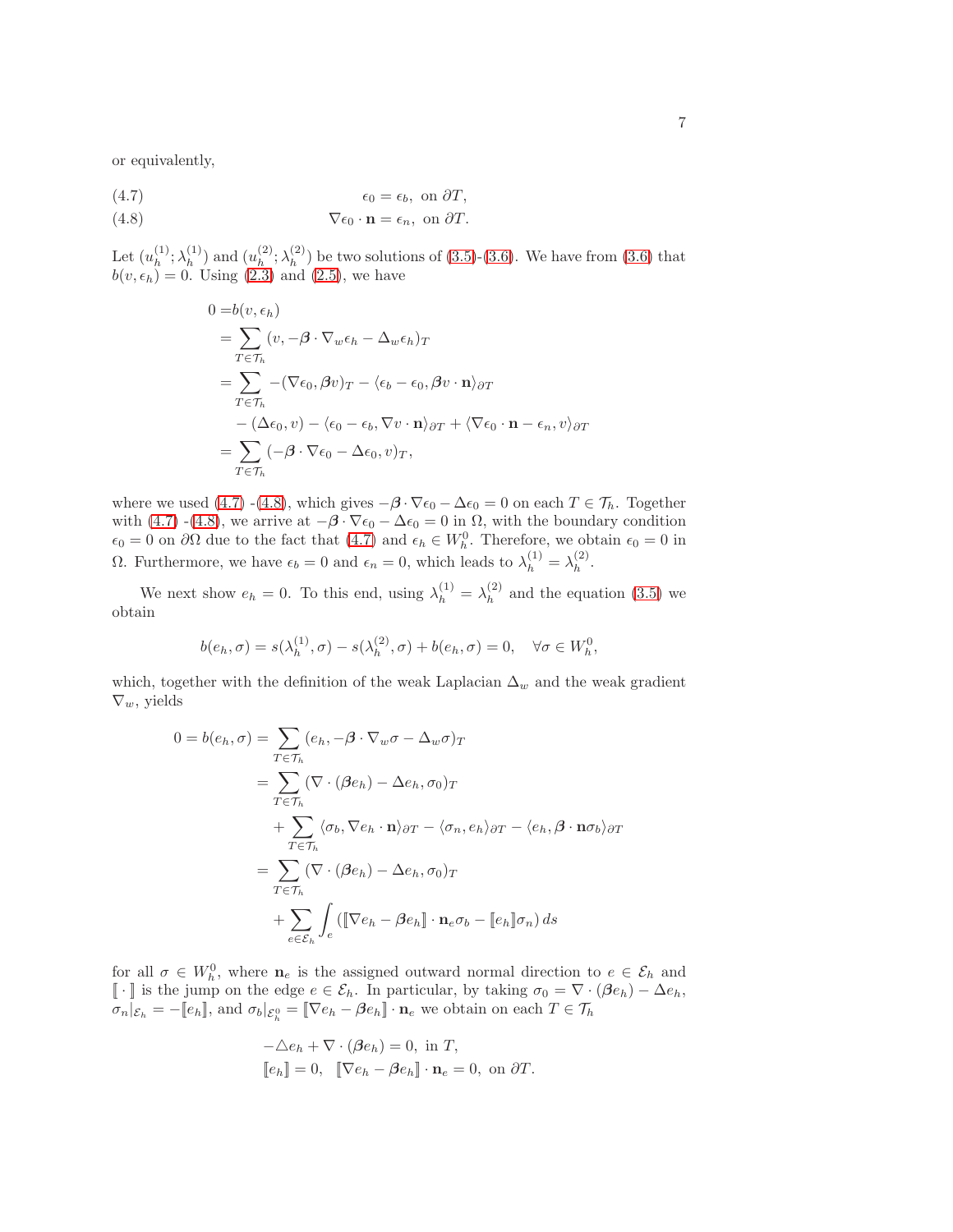or equivalently,

$$\epsilon_0 = \epsilon_b, \text{ on } \partial T, \tag{4.7}$$

$$\nabla \epsilon_0 \cdot \mathbf{n} = \epsilon_n, \text{ on } \partial T. \tag{4.8}$$

Let $(u_h^{(1)}; \lambda_h^{(1)})$ and $(u_h^{(2)}; \lambda_h^{(2)})$ be two solutions of (3.5)-(3.6). We have from (3.6) that $b(v, \epsilon_h) = 0$. Using (2.3) and (2.5), we have

$$
\begin{aligned}
0 =& b(v, \epsilon_h) \\
=& \sum_{T \in \mathcal{T}_h} (v, -\boldsymbol{\beta} \cdot \nabla_w \epsilon_h - \Delta_w \epsilon_h)_T \\
=& \sum_{T \in \mathcal{T}_h} -(\nabla \epsilon_0, \boldsymbol{\beta} v)_T - \langle \epsilon_b - \epsilon_0, \boldsymbol{\beta} v \cdot \mathbf{n} \rangle_{\partial T} \\
& - (\Delta \epsilon_0, v) - \langle \epsilon_0 - \epsilon_b, \nabla v \cdot \mathbf{n} \rangle_{\partial T} + \langle \nabla \epsilon_0 \cdot \mathbf{n} - \epsilon_n, v \rangle_{\partial T} \\
=& \sum_{T \in \mathcal{T}_h} (-\boldsymbol{\beta} \cdot \nabla \epsilon_0 - \Delta \epsilon_0, v)_T,
\end{aligned}
$$

where we used (4.7) -(4.8), which gives $-\boldsymbol{\beta} \cdot \nabla \epsilon_0 - \Delta \epsilon_0 = 0$ on each $T \in \mathcal{T}_h$. Together with (4.7) -(4.8), we arrive at $-\boldsymbol{\beta} \cdot \nabla \epsilon_0 - \Delta \epsilon_0 = 0$ in $\Omega$, with the boundary condition $\epsilon_0 = 0$ on $\partial \Omega$ due to the fact that (4.7) and $\epsilon_h \in W_h^0$. Therefore, we obtain $\epsilon_0 = 0$ in $\Omega$. Furthermore, we have $\epsilon_b = 0$ and $\epsilon_n = 0$, which leads to $\lambda_h^{(1)} = \lambda_h^{(2)}$.

We next show $e_h = 0$. To this end, using $\lambda_h^{(1)} = \lambda_h^{(2)}$ and the equation (3.5) we obtain

$$b(e_h, \sigma) = s(\lambda_h^{(1)}, \sigma) - s(\lambda_h^{(2)}, \sigma) + b(e_h, \sigma) = 0, \quad \forall \sigma \in W_h^0,$$

which, together with the definition of the weak Laplacian $\Delta_w$ and the weak gradient $\nabla_w$, yields

$$
\begin{aligned}
0 = b(e_h, \sigma) =& \sum_{T \in \mathcal{T}_h} (e_h, -\boldsymbol{\beta} \cdot \nabla_w \sigma - \Delta_w \sigma)_T \\
=& \sum_{T \in \mathcal{T}_h} (\nabla \cdot (\boldsymbol{\beta} e_h) - \Delta e_h, \sigma_0)_T \\
& + \sum_{T \in \mathcal{T}_h} \langle \sigma_b, \nabla e_h \cdot \mathbf{n} \rangle_{\partial T} - \langle \sigma_n, e_h \rangle_{\partial T} - \langle e_h, \boldsymbol{\beta} \cdot \mathbf{n} \sigma_b \rangle_{\partial T} \\
=& \sum_{T \in \mathcal{T}_h} (\nabla \cdot (\boldsymbol{\beta} e_h) - \Delta e_h, \sigma_0)_T \\
& + \sum_{e \in \mathcal{E}_h} \int_e (\llbracket \nabla e_h - \boldsymbol{\beta} e_h \rrbracket \cdot \mathbf{n}_e \sigma_b - \llbracket e_h \rrbracket \sigma_n) \, ds
\end{aligned}
$$

for all $\sigma \in W_h^0$, where $\mathbf{n}_e$ is the assigned outward normal direction to $e \in \mathcal{E}_h$ and $\llbracket \cdot \rrbracket$ is the jump on the edge $e \in \mathcal{E}_h$. In particular, by taking $\sigma_0 = \nabla \cdot (\boldsymbol{\beta} e_h) - \Delta e_h$, $\sigma_n|_{\mathcal{E}_h} = -\llbracket e_h \rrbracket$, and $\sigma_b|_{\mathcal{E}_h^0} = \llbracket \nabla e_h - \boldsymbol{\beta} e_h \rrbracket \cdot \mathbf{n}_e$ we obtain on each $T \in \mathcal{T}_h$

$$
\begin{aligned}
& -\triangle e_h + \nabla \cdot (\boldsymbol{\beta} e_h) = 0, \text{ in } T, \\
& \llbracket e_h \rrbracket = 0, \quad \llbracket \nabla e_h - \boldsymbol{\beta} e_h \rrbracket \cdot \mathbf{n}_e = 0, \text{ on } \partial T.
\end{aligned}
$$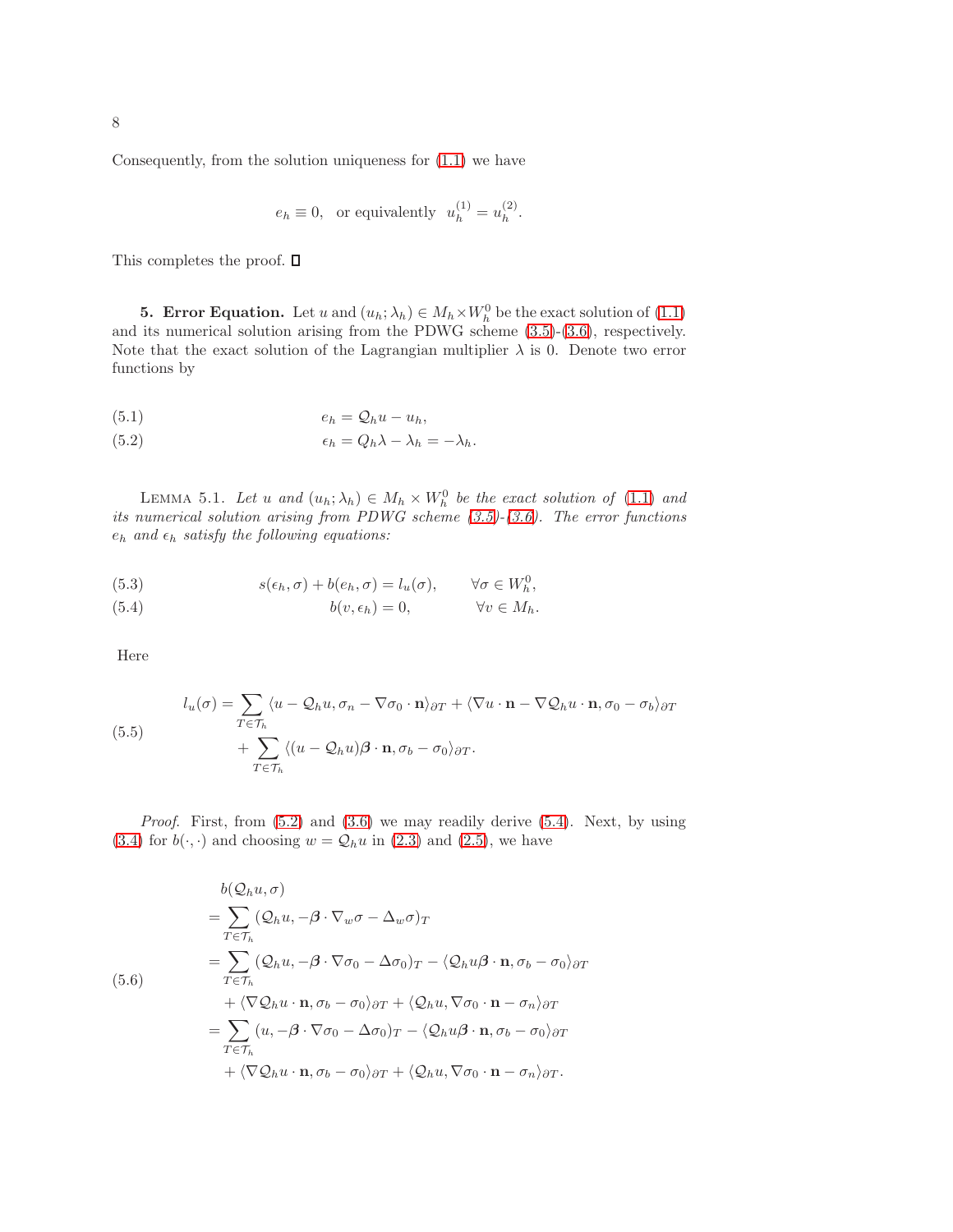Consequently, from the solution uniqueness for (1.1) we have

$$e_h \equiv 0, \quad \text{or equivalently} \quad u_h^{(1)} = u_h^{(2)}.$$

This completes the proof. $\square$

**5. Error Equation.** Let $u$ and $(u_h; \lambda_h) \in M_h \times W_h^0$ be the exact solution of (1.1) and its numerical solution arising from the PDWG scheme (3.5)-(3.6), respectively. Note that the exact solution of the Lagrangian multiplier $\lambda$ is 0. Denote two error functions by

$$e_h = \mathcal{Q}_h u - u_h, \tag{5.1}$$

$$\epsilon_h = Q_h \lambda - \lambda_h = -\lambda_h. \tag{5.2}$$

LEMMA 5.1. *Let $u$ and $(u_h; \lambda_h) \in M_h \times W_h^0$ be the exact solution of (1.1) and its numerical solution arising from PDWG scheme (3.5)-(3.6). The error functions $e_h$ and $\epsilon_h$ satisfy the following equations:*

$$s(\epsilon_h, \sigma) + b(e_h, \sigma) = l_u(\sigma), \qquad \forall \sigma \in W_h^0, \tag{5.3}$$

$$b(v, \epsilon_h) = 0, \qquad \forall v \in M_h. \tag{5.4}$$

Here

$$\begin{aligned} l_u(\sigma) = &\sum_{T \in \mathcal{T}_h} \langle u - \mathcal{Q}_h u, \sigma_n - \nabla \sigma_0 \cdot \mathbf{n} \rangle_{\partial T} + \langle \nabla u \cdot \mathbf{n} - \nabla \mathcal{Q}_h u \cdot \mathbf{n}, \sigma_0 - \sigma_b \rangle_{\partial T} \\ &+ \sum_{T \in \mathcal{T}_h} \langle (u - \mathcal{Q}_h u) \boldsymbol{\beta} \cdot \mathbf{n}, \sigma_b - \sigma_0 \rangle_{\partial T}. \end{aligned} \tag{5.5}$$

*Proof.* First, from (5.2) and (3.6) we may readily derive (5.4). Next, by using (3.4) for $b(\cdot, \cdot)$ and choosing $w = \mathcal{Q}_h u$ in (2.3) and (2.5), we have

$$\begin{aligned} &b(\mathcal{Q}_h u, \sigma) \\ = &\sum_{T \in \mathcal{T}_h} (\mathcal{Q}_h u, -\boldsymbol{\beta} \cdot \nabla_w \sigma - \Delta_w \sigma)_T \\ = &\sum_{T \in \mathcal{T}_h} (\mathcal{Q}_h u, -\boldsymbol{\beta} \cdot \nabla \sigma_0 - \Delta \sigma_0)_T - \langle \mathcal{Q}_h u \boldsymbol{\beta} \cdot \mathbf{n}, \sigma_b - \sigma_0 \rangle_{\partial T} \\ &+ \langle \nabla \mathcal{Q}_h u \cdot \mathbf{n}, \sigma_b - \sigma_0 \rangle_{\partial T} + \langle \mathcal{Q}_h u, \nabla \sigma_0 \cdot \mathbf{n} - \sigma_n \rangle_{\partial T} \\ = &\sum_{T \in \mathcal{T}_h} (u, -\boldsymbol{\beta} \cdot \nabla \sigma_0 - \Delta \sigma_0)_T - \langle \mathcal{Q}_h u \boldsymbol{\beta} \cdot \mathbf{n}, \sigma_b - \sigma_0 \rangle_{\partial T} \\ &+ \langle \nabla \mathcal{Q}_h u \cdot \mathbf{n}, \sigma_b - \sigma_0 \rangle_{\partial T} + \langle \mathcal{Q}_h u, \nabla \sigma_0 \cdot \mathbf{n} - \sigma_n \rangle_{\partial T}. \end{aligned} \tag{5.6}$$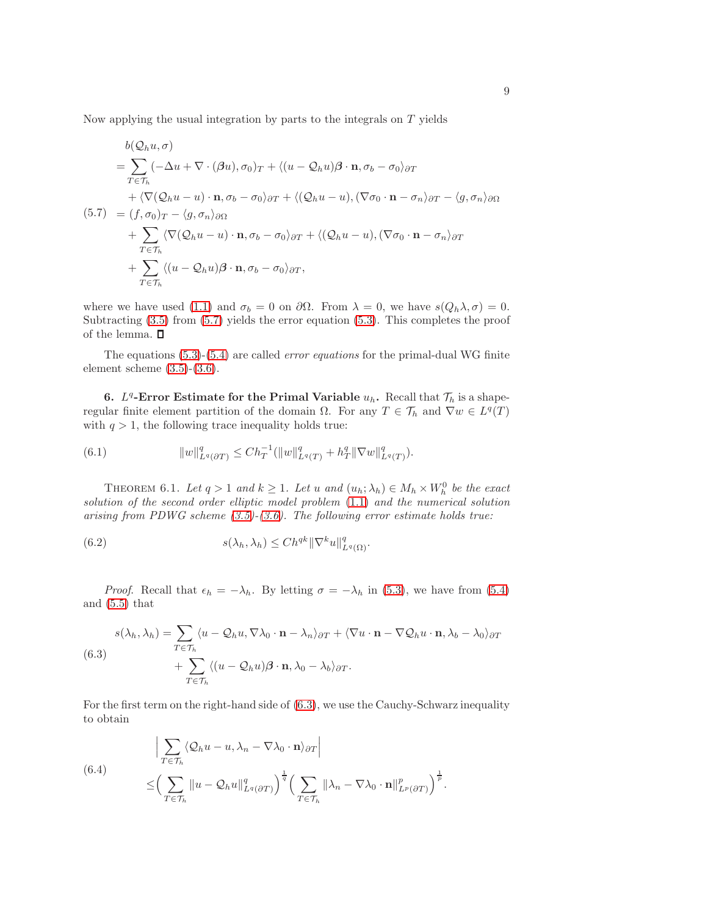Now applying the usual integration by parts to the integrals on $T$ yields

$$
\begin{aligned}
& b(\mathcal{Q}_h u, \sigma) \\
&= \sum_{T\in\mathcal{T}_h} (-\Delta u + \nabla\cdot(\boldsymbol{\beta} u), \sigma_0)_T + \langle (u-\mathcal{Q}_h u)\boldsymbol{\beta}\cdot\mathbf{n}, \sigma_b - \sigma_0\rangle_{\partial T} \\
&\quad + \langle \nabla(\mathcal{Q}_h u - u)\cdot\mathbf{n}, \sigma_b - \sigma_0\rangle_{\partial T} + \langle (\mathcal{Q}_h u - u), (\nabla\sigma_0\cdot\mathbf{n} - \sigma_n\rangle_{\partial T} - \langle g, \sigma_n\rangle_{\partial\Omega} \\
&= (f, \sigma_0)_T - \langle g, \sigma_n\rangle_{\partial\Omega} \\
&\quad + \sum_{T\in\mathcal{T}_h} \langle \nabla(\mathcal{Q}_h u - u)\cdot\mathbf{n}, \sigma_b - \sigma_0\rangle_{\partial T} + \langle (\mathcal{Q}_h u - u), (\nabla\sigma_0\cdot\mathbf{n} - \sigma_n\rangle_{\partial T} \\
&\quad + \sum_{T\in\mathcal{T}_h} \langle (u-\mathcal{Q}_h u)\boldsymbol{\beta}\cdot\mathbf{n}, \sigma_b - \sigma_0\rangle_{\partial T},
\end{aligned}
\tag{5.7}
$$

where we have used (1.1) and $\sigma_b = 0$ on $\partial\Omega$. From $\lambda = 0$, we have $s(Q_h\lambda, \sigma) = 0$. Subtracting (3.5) from (5.7) yields the error equation (5.3). This completes the proof of the lemma. $\square$

The equations (5.3)-(5.4) are called *error equations* for the primal-dual WG finite element scheme (3.5)-(3.6).

## 6. $L^q$-Error Estimate for the Primal Variable $u_h$.

Recall that $\mathcal{T}_h$ is a shape-regular finite element partition of the domain $\Omega$. For any $T\in\mathcal{T}_h$ and $\nabla w \in L^q(T)$ with $q>1$, the following trace inequality holds true:

$$
\|w\|^q_{L^q(\partial T)} \le C h_T^{-1}(\|w\|^q_{L^q(T)} + h_T^q \|\nabla w\|^q_{L^q(T)}). \tag{6.1}
$$

THEOREM 6.1. *Let $q>1$ and $k\ge 1$. Let $u$ and $(u_h;\lambda_h)\in M_h\times W_h^0$ be the exact solution of the second order elliptic model problem (1.1) and the numerical solution arising from PDWG scheme (3.5)-(3.6). The following error estimate holds true:*

$$
s(\lambda_h, \lambda_h) \le C h^{qk} \|\nabla^k u\|^q_{L^q(\Omega)}. \tag{6.2}
$$

*Proof.* Recall that $\epsilon_h = -\lambda_h$. By letting $\sigma = -\lambda_h$ in (5.3), we have from (5.4) and (5.5) that

$$
\begin{aligned}
s(\lambda_h, \lambda_h) = & \sum_{T\in\mathcal{T}_h} \langle u - \mathcal{Q}_h u, \nabla\lambda_0\cdot\mathbf{n} - \lambda_n\rangle_{\partial T} + \langle \nabla u\cdot\mathbf{n} - \nabla\mathcal{Q}_h u\cdot\mathbf{n}, \lambda_b - \lambda_0\rangle_{\partial T} \\
& + \sum_{T\in\mathcal{T}_h} \langle (u-\mathcal{Q}_h u)\boldsymbol{\beta}\cdot\mathbf{n}, \lambda_0 - \lambda_b\rangle_{\partial T}.
\end{aligned}
\tag{6.3}
$$

For the first term on the right-hand side of (6.3), we use the Cauchy-Schwarz inequality to obtain

$$
\begin{aligned}
& \Big| \sum_{T\in\mathcal{T}_h} \langle \mathcal{Q}_h u - u, \lambda_n - \nabla\lambda_0\cdot\mathbf{n}\rangle_{\partial T} \Big| \\
\le & \Big( \sum_{T\in\mathcal{T}_h} \|u - \mathcal{Q}_h u\|^q_{L^q(\partial T)} \Big)^{\frac{1}{q}} \Big( \sum_{T\in\mathcal{T}_h} \|\lambda_n - \nabla\lambda_0\cdot\mathbf{n}\|^p_{L^p(\partial T)} \Big)^{\frac{1}{p}}.
\end{aligned}
\tag{6.4}
$$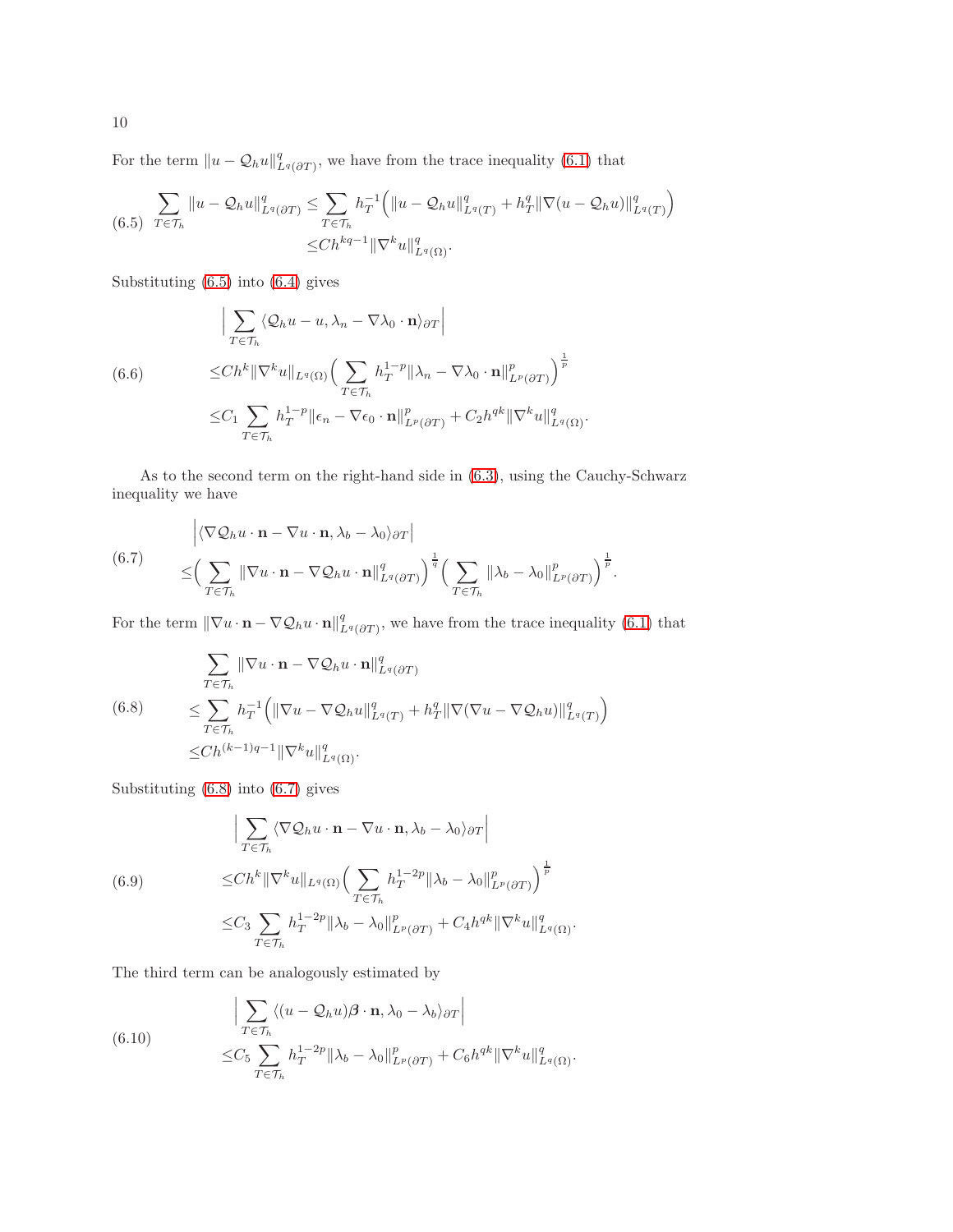For the term $\|u - \mathcal{Q}_h u\|^q_{L^q(\partial T)}$, we have from the trace inequality (6.1) that

$$
\begin{aligned}
\sum_{T\in\mathcal{T}_h} \|u - \mathcal{Q}_h u\|^q_{L^q(\partial T)} \leq & \sum_{T\in\mathcal{T}_h} h_T^{-1}\Big(\|u - \mathcal{Q}_h u\|^q_{L^q(T)} + h_T^q \|\nabla(u - \mathcal{Q}_h u)\|^q_{L^q(T)}\Big) \\
\leq & C h^{kq-1} \|\nabla^k u\|^q_{L^q(\Omega)}.
\end{aligned}
\tag{6.5}
$$

Substituting (6.5) into (6.4) gives

$$
\begin{aligned}
&\Big|\sum_{T\in\mathcal{T}_h} \langle \mathcal{Q}_h u - u, \lambda_n - \nabla\lambda_0 \cdot \mathbf{n}\rangle_{\partial T}\Big| \\
\leq & C h^k \|\nabla^k u\|_{L^q(\Omega)} \Big(\sum_{T\in\mathcal{T}_h} h_T^{1-p} \|\lambda_n - \nabla\lambda_0\cdot\mathbf{n}\|^p_{L^p(\partial T)}\Big)^{\frac{1}{p}} \\
\leq & C_1 \sum_{T\in\mathcal{T}_h} h_T^{1-p} \|\epsilon_n - \nabla\epsilon_0 \cdot \mathbf{n}\|^p_{L^p(\partial T)} + C_2 h^{qk} \|\nabla^k u\|^q_{L^q(\Omega)}.
\end{aligned}
\tag{6.6}
$$

As to the second term on the right-hand side in (6.3), using the Cauchy-Schwarz inequality we have

$$
\begin{aligned}
&\Big|\langle \nabla \mathcal{Q}_h u\cdot\mathbf{n} - \nabla u\cdot\mathbf{n}, \lambda_b - \lambda_0\rangle_{\partial T}\Big| \\
\leq & \Big(\sum_{T\in\mathcal{T}_h} \|\nabla u\cdot\mathbf{n} - \nabla\mathcal{Q}_h u\cdot\mathbf{n}\|^q_{L^q(\partial T)}\Big)^{\frac{1}{q}} \Big(\sum_{T\in\mathcal{T}_h} \|\lambda_b - \lambda_0\|^p_{L^p(\partial T)}\Big)^{\frac{1}{p}}.
\end{aligned}
\tag{6.7}
$$

For the term $\|\nabla u\cdot\mathbf{n} - \nabla\mathcal{Q}_h u\cdot\mathbf{n}\|^q_{L^q(\partial T)}$, we have from the trace inequality (6.1) that

$$
\begin{aligned}
&\sum_{T\in\mathcal{T}_h} \|\nabla u\cdot\mathbf{n} - \nabla\mathcal{Q}_h u\cdot\mathbf{n}\|^q_{L^q(\partial T)} \\
\leq & \sum_{T\in\mathcal{T}_h} h_T^{-1}\Big(\|\nabla u - \nabla\mathcal{Q}_h u\|^q_{L^q(T)} + h_T^q \|\nabla(\nabla u - \nabla\mathcal{Q}_h u)\|^q_{L^q(T)}\Big) \\
\leq & C h^{(k-1)q-1} \|\nabla^k u\|^q_{L^q(\Omega)}.
\end{aligned}
\tag{6.8}
$$

Substituting (6.8) into (6.7) gives

$$
\begin{aligned}
&\Big|\sum_{T\in\mathcal{T}_h} \langle \nabla\mathcal{Q}_h u\cdot\mathbf{n} - \nabla u\cdot\mathbf{n}, \lambda_b - \lambda_0\rangle_{\partial T}\Big| \\
\leq & C h^k \|\nabla^k u\|_{L^q(\Omega)} \Big(\sum_{T\in\mathcal{T}_h} h_T^{1-2p} \|\lambda_b - \lambda_0\|^p_{L^p(\partial T)}\Big)^{\frac{1}{p}} \\
\leq & C_3 \sum_{T\in\mathcal{T}_h} h_T^{1-2p} \|\lambda_b - \lambda_0\|^p_{L^p(\partial T)} + C_4 h^{qk} \|\nabla^k u\|^q_{L^q(\Omega)}.
\end{aligned}
\tag{6.9}
$$

The third term can be analogously estimated by

$$
\begin{aligned}
&\Big|\sum_{T\in\mathcal{T}_h} \langle (u - \mathcal{Q}_h u)\boldsymbol{\beta}\cdot\mathbf{n}, \lambda_0 - \lambda_b\rangle_{\partial T}\Big| \\
\leq & C_5 \sum_{T\in\mathcal{T}_h} h_T^{1-2p} \|\lambda_b - \lambda_0\|^p_{L^p(\partial T)} + C_6 h^{qk} \|\nabla^k u\|^q_{L^q(\Omega)}.
\end{aligned}
\tag{6.10}
$$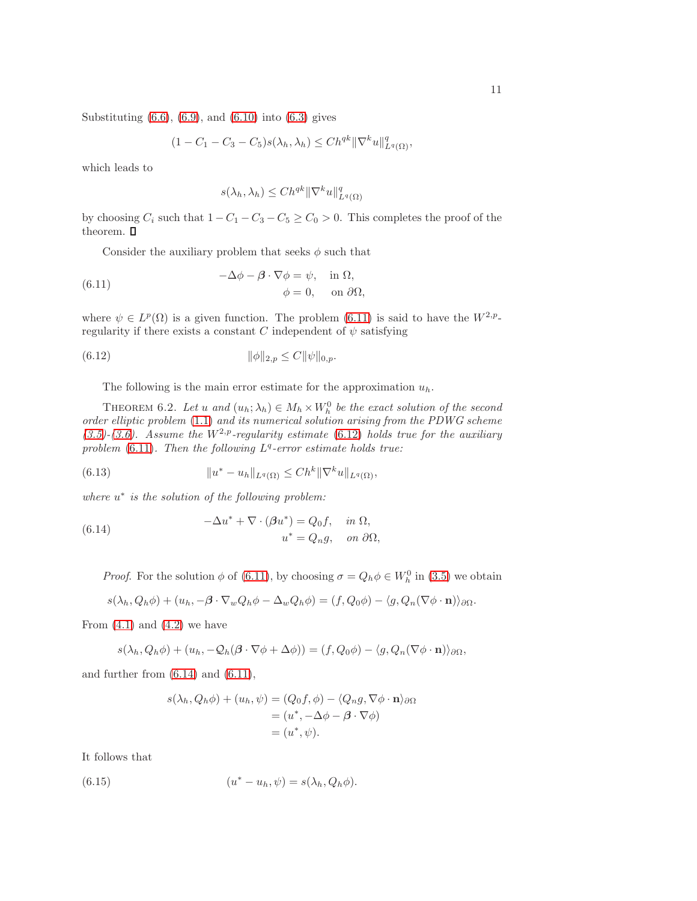Substituting (6.6), (6.9), and (6.10) into (6.3) gives

$$(1 - C_1 - C_3 - C_5) s(\lambda_h, \lambda_h) \leq C h^{qk} \|\nabla^k u\|^q_{L^q(\Omega)},$$

which leads to

$$s(\lambda_h, \lambda_h) \leq C h^{qk} \|\nabla^k u\|^q_{L^q(\Omega)}$$

by choosing $C_i$ such that $1 - C_1 - C_3 - C_5 \geq C_0 > 0$. This completes the proof of the theorem. □

Consider the auxiliary problem that seeks $\phi$ such that

$$\begin{aligned} -\Delta \phi - \boldsymbol{\beta} \cdot \nabla \phi &= \psi, \quad \text{in } \Omega, \\ \phi &= 0, \quad \text{on } \partial\Omega, \end{aligned} \tag{6.11}$$

where $\psi \in L^p(\Omega)$ is a given function. The problem (6.11) is said to have the $W^{2,p}$-regularity if there exists a constant $C$ independent of $\psi$ satisfying

$$\|\phi\|_{2,p} \leq C \|\psi\|_{0,p}. \tag{6.12}$$

The following is the main error estimate for the approximation $u_h$.

Theorem 6.2. *Let $u$ and $(u_h; \lambda_h) \in M_h \times W_h^0$ be the exact solution of the second order elliptic problem (1.1) and its numerical solution arising from the PDWG scheme (3.5)-(3.6). Assume the $W^{2,p}$-regularity estimate (6.12) holds true for the auxiliary problem (6.11). Then the following $L^q$-error estimate holds true:*

$$\|u^* - u_h\|_{L^q(\Omega)} \leq C h^k \|\nabla^k u\|_{L^q(\Omega)}, \tag{6.13}$$

*where $u^*$ is the solution of the following problem:*

$$\begin{aligned} -\Delta u^* + \nabla \cdot (\boldsymbol{\beta} u^*) &= Q_0 f, \quad \text{in } \Omega, \\ u^* &= Q_n g, \quad \text{on } \partial\Omega, \end{aligned} \tag{6.14}$$

*Proof.* For the solution $\phi$ of (6.11), by choosing $\sigma = Q_h \phi \in W_h^0$ in (3.5) we obtain

$$s(\lambda_h, Q_h \phi) + (u_h, -\boldsymbol{\beta} \cdot \nabla_w Q_h \phi - \Delta_w Q_h \phi) = (f, Q_0 \phi) - \langle g, Q_n(\nabla \phi \cdot \mathbf{n}) \rangle_{\partial\Omega}.$$

From (4.1) and (4.2) we have

$$s(\lambda_h, Q_h \phi) + (u_h, -\mathcal{Q}_h(\boldsymbol{\beta} \cdot \nabla \phi + \Delta \phi)) = (f, Q_0 \phi) - \langle g, Q_n(\nabla \phi \cdot \mathbf{n}) \rangle_{\partial\Omega},$$

and further from (6.14) and (6.11),

$$\begin{aligned} s(\lambda_h, Q_h \phi) + (u_h, \psi) &= (Q_0 f, \phi) - \langle Q_n g, \nabla \phi \cdot \mathbf{n} \rangle_{\partial\Omega} \\ &= (u^*, -\Delta \phi - \boldsymbol{\beta} \cdot \nabla \phi) \\ &= (u^*, \psi). \end{aligned}$$

It follows that

$$(u^* - u_h, \psi) = s(\lambda_h, Q_h \phi). \tag{6.15}$$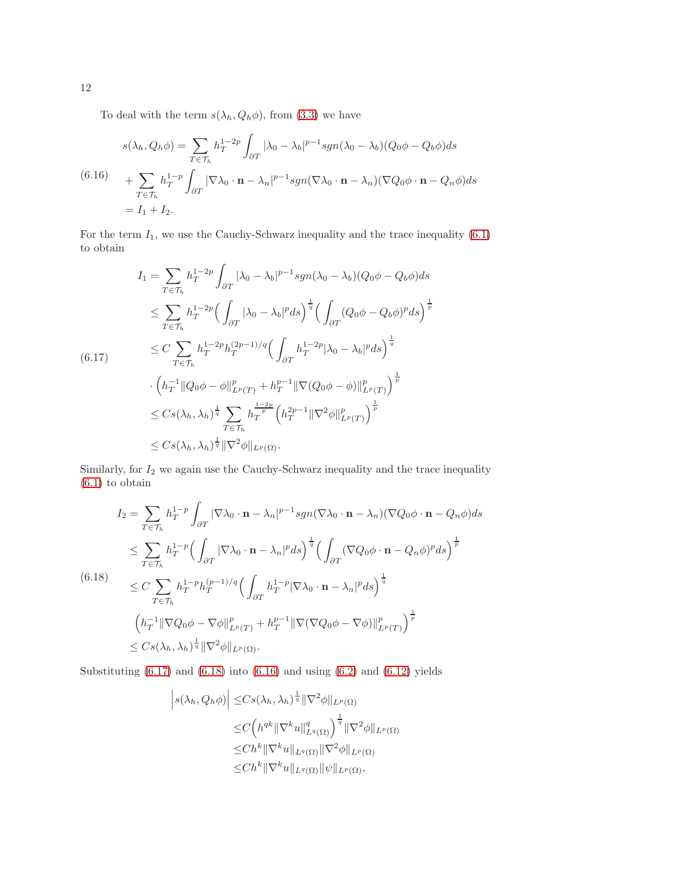To deal with the term $s(\lambda_h, Q_h\phi)$, from (3.3) we have

$$
\begin{aligned}
s(\lambda_h, Q_h\phi) =& \sum_{T\in\mathcal{T}_h} h_T^{1-2p}\int_{\partial T} |\lambda_0-\lambda_b|^{p-1} sgn(\lambda_0-\lambda_b)(Q_0\phi - Q_b\phi)ds\\
&+\sum_{T\in\mathcal{T}_h} h_T^{1-p}\int_{\partial T} |\nabla\lambda_0\cdot\mathbf{n}-\lambda_n|^{p-1} sgn(\nabla\lambda_0\cdot\mathbf{n}-\lambda_n)(\nabla Q_0\phi\cdot\mathbf{n} - Q_n\phi)ds\\
=& I_1+I_2.
\end{aligned}
\tag{6.16}
$$

For the term $I_1$, we use the Cauchy-Schwarz inequality and the trace inequality (6.1) to obtain

$$
\begin{aligned}
I_1 =& \sum_{T\in\mathcal{T}_h} h_T^{1-2p}\int_{\partial T} |\lambda_0-\lambda_b|^{p-1} sgn(\lambda_0-\lambda_b)(Q_0\phi - Q_b\phi)ds\\
\leq& \sum_{T\in\mathcal{T}_h} h_T^{1-2p}\Big(\int_{\partial T}|\lambda_0-\lambda_b|^p ds\Big)^{\frac{1}{q}}\Big(\int_{\partial T}(Q_0\phi-Q_b\phi)^p ds\Big)^{\frac{1}{p}}\\
\leq& C\sum_{T\in\mathcal{T}_h} h_T^{1-2p}h_T^{(2p-1)/q}\Big(\int_{\partial T}h_T^{1-2p}|\lambda_0-\lambda_b|^p ds\Big)^{\frac{1}{q}}\\
&\cdot\Big(h_T^{-1}\|Q_0\phi-\phi\|_{L^p(T)}^p + h_T^{p-1}\|\nabla(Q_0\phi-\phi)\|_{L^p(T)}^p\Big)^{\frac{1}{p}}\\
\leq& Cs(\lambda_h,\lambda_h)^{\frac{1}{q}}\sum_{T\in\mathcal{T}_h} h_T^{\frac{1-2p}{p}}\Big(h_T^{2p-1}\|\nabla^2\phi\|_{L^p(T)}^p\Big)^{\frac{1}{p}}\\
\leq& Cs(\lambda_h,\lambda_h)^{\frac{1}{q}}\|\nabla^2\phi\|_{L^p(\Omega)}.
\end{aligned}
\tag{6.17}
$$

Similarly, for $I_2$ we again use the Cauchy-Schwarz inequality and the trace inequality (6.1) to obtain

$$
\begin{aligned}
I_2 =& \sum_{T\in\mathcal{T}_h} h_T^{1-p}\int_{\partial T} |\nabla\lambda_0\cdot\mathbf{n}-\lambda_n|^{p-1} sgn(\nabla\lambda_0\cdot\mathbf{n}-\lambda_n)(\nabla Q_0\phi\cdot\mathbf{n} - Q_n\phi)ds\\
\leq& \sum_{T\in\mathcal{T}_h} h_T^{1-p}\Big(\int_{\partial T}|\nabla\lambda_0\cdot\mathbf{n}-\lambda_n|^p ds\Big)^{\frac{1}{q}}\Big(\int_{\partial T}(\nabla Q_0\phi\cdot\mathbf{n}-Q_n\phi)^p ds\Big)^{\frac{1}{p}}\\
\leq& C\sum_{T\in\mathcal{T}_h} h_T^{1-p}h_T^{(p-1)/q}\Big(\int_{\partial T}h_T^{1-p}|\nabla\lambda_0\cdot\mathbf{n}-\lambda_n|^p ds\Big)^{\frac{1}{q}}\\
&\Big(h_T^{-1}\|\nabla Q_0\phi-\nabla\phi\|_{L^p(T)}^p + h_T^{p-1}\|\nabla(\nabla Q_0\phi-\nabla\phi)\|_{L^p(T)}^p\Big)^{\frac{1}{p}}\\
\leq& Cs(\lambda_h,\lambda_h)^{\frac{1}{q}}\|\nabla^2\phi\|_{L^p(\Omega)}.
\end{aligned}
\tag{6.18}
$$

Substituting (6.17) and (6.18) into (6.16) and using (6.2) and (6.12) yields

$$
\begin{aligned}
\Big|s(\lambda_h, Q_h\phi)\Big| \leq& Cs(\lambda_h,\lambda_h)^{\frac{1}{q}}\|\nabla^2\phi\|_{L^p(\Omega)}\\
\leq& C\Big(h^{qk}\|\nabla^k u\|_{L^q(\Omega)}^q\Big)^{\frac{1}{q}}\|\nabla^2\phi\|_{L^p(\Omega)}\\
\leq& Ch^k\|\nabla^k u\|_{L^q(\Omega)}\|\nabla^2\phi\|_{L^p(\Omega)}\\
\leq& Ch^k\|\nabla^k u\|_{L^q(\Omega)}\|\psi\|_{L^p(\Omega)},
\end{aligned}
$$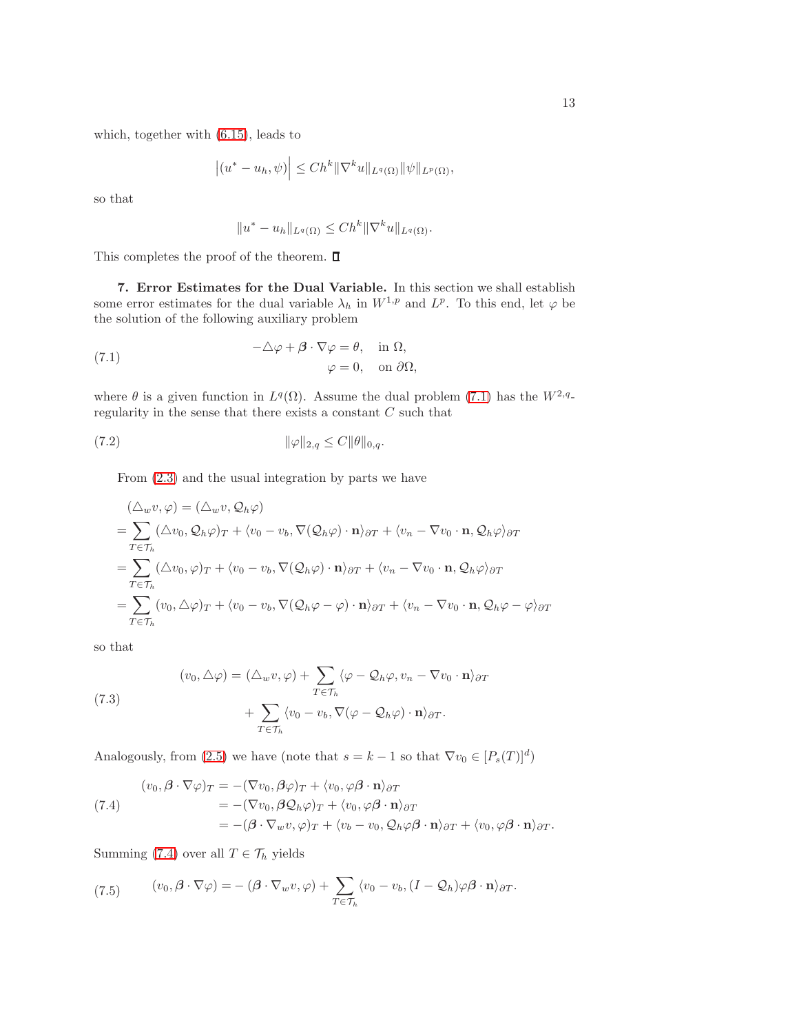which, together with (6.15), leads to

$$\left|(u^* - u_h, \psi)\right| \leq Ch^k \|\nabla^k u\|_{L^q(\Omega)} \|\psi\|_{L^p(\Omega)},$$

so that

$$\|u^* - u_h\|_{L^q(\Omega)} \leq Ch^k \|\nabla^k u\|_{L^q(\Omega)}.$$

This completes the proof of the theorem. ∎

**7. Error Estimates for the Dual Variable.** In this section we shall establish some error estimates for the dual variable $\lambda_h$ in $W^{1,p}$ and $L^p$. To this end, let $\varphi$ be the solution of the following auxiliary problem

$$\begin{aligned} -\triangle \varphi + \boldsymbol{\beta} \cdot \nabla \varphi &= \theta, \quad \text{in } \Omega, \\ \varphi &= 0, \quad \text{on } \partial\Omega, \end{aligned} \tag{7.1}$$

where $\theta$ is a given function in $L^q(\Omega)$. Assume the dual problem (7.1) has the $W^{2,q}$-regularity in the sense that there exists a constant $C$ such that

$$\|\varphi\|_{2,q} \leq C \|\theta\|_{0,q}. \tag{7.2}$$

From (2.3) and the usual integration by parts we have

$$\begin{aligned} &(\triangle_w v, \varphi) = (\triangle_w v, \mathcal{Q}_h \varphi) \\ =& \sum_{T \in \mathcal{T}_h} (\triangle v_0, \mathcal{Q}_h \varphi)_T + \langle v_0 - v_b, \nabla(\mathcal{Q}_h \varphi) \cdot \mathbf{n} \rangle_{\partial T} + \langle v_n - \nabla v_0 \cdot \mathbf{n}, \mathcal{Q}_h \varphi \rangle_{\partial T} \\ =& \sum_{T \in \mathcal{T}_h} (\triangle v_0, \varphi)_T + \langle v_0 - v_b, \nabla(\mathcal{Q}_h \varphi) \cdot \mathbf{n} \rangle_{\partial T} + \langle v_n - \nabla v_0 \cdot \mathbf{n}, \mathcal{Q}_h \varphi \rangle_{\partial T} \\ =& \sum_{T \in \mathcal{T}_h} (v_0, \triangle \varphi)_T + \langle v_0 - v_b, \nabla(\mathcal{Q}_h \varphi - \varphi) \cdot \mathbf{n} \rangle_{\partial T} + \langle v_n - \nabla v_0 \cdot \mathbf{n}, \mathcal{Q}_h \varphi - \varphi \rangle_{\partial T} \end{aligned}$$

so that

$$\begin{aligned} (v_0, \triangle \varphi) = (\triangle_w v, \varphi) &+ \sum_{T \in \mathcal{T}_h} \langle \varphi - \mathcal{Q}_h \varphi, v_n - \nabla v_0 \cdot \mathbf{n} \rangle_{\partial T} \\ &+ \sum_{T \in \mathcal{T}_h} \langle v_0 - v_b, \nabla(\varphi - \mathcal{Q}_h \varphi) \cdot \mathbf{n} \rangle_{\partial T}. \end{aligned} \tag{7.3}$$

Analogously, from (2.5) we have (note that $s = k-1$ so that $\nabla v_0 \in [P_s(T)]^d$)

$$\begin{aligned} (v_0, \boldsymbol{\beta} \cdot \nabla \varphi)_T &= -(\nabla v_0, \boldsymbol{\beta} \varphi)_T + \langle v_0, \varphi \boldsymbol{\beta} \cdot \mathbf{n} \rangle_{\partial T} \\ &= -(\nabla v_0, \boldsymbol{\beta} \mathcal{Q}_h \varphi)_T + \langle v_0, \varphi \boldsymbol{\beta} \cdot \mathbf{n} \rangle_{\partial T} \\ &= -(\boldsymbol{\beta} \cdot \nabla_w v, \varphi)_T + \langle v_b - v_0, \mathcal{Q}_h \varphi \boldsymbol{\beta} \cdot \mathbf{n} \rangle_{\partial T} + \langle v_0, \varphi \boldsymbol{\beta} \cdot \mathbf{n} \rangle_{\partial T}. \end{aligned} \tag{7.4}$$

Summing (7.4) over all $T \in \mathcal{T}_h$ yields

$$(v_0, \boldsymbol{\beta} \cdot \nabla \varphi) = -(\boldsymbol{\beta} \cdot \nabla_w v, \varphi) + \sum_{T \in \mathcal{T}_h} \langle v_0 - v_b, (I - \mathcal{Q}_h) \varphi \boldsymbol{\beta} \cdot \mathbf{n} \rangle_{\partial T}. \tag{7.5}$$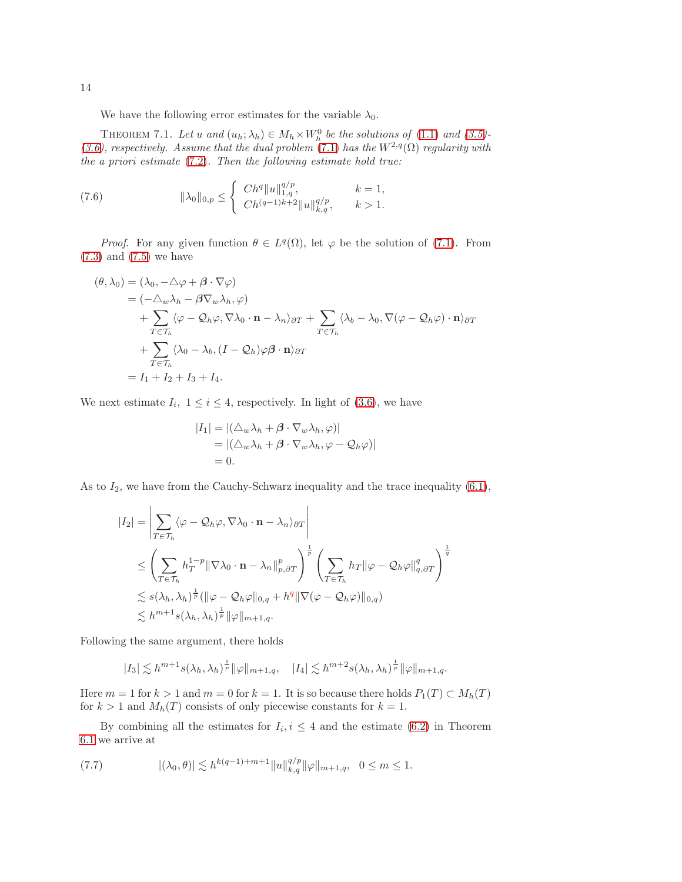We have the following error estimates for the variable $\lambda_0$.

THEOREM 7.1. *Let $u$ and $(u_h; \lambda_h) \in M_h \times W_h^0$ be the solutions of (1.1) and (3.5)-(3.6), respectively. Assume that the dual problem (7.1) has the $W^{2,q}(\Omega)$ regularity with the a priori estimate (7.2). Then the following estimate hold true:*

$$
\|\lambda_0\|_{0,p} \le \begin{cases} Ch^q \|u\|_{1,q}^{q/p}, & k = 1, \\ Ch^{(q-1)k+2} \|u\|_{k,q}^{q/p}, & k > 1. \end{cases} \tag{7.6}
$$

*Proof.* For any given function $\theta \in L^q(\Omega)$, let $\varphi$ be the solution of (7.1). From (7.3) and (7.5) we have

$$
\begin{aligned}
(\theta, \lambda_0) &= (\lambda_0, -\triangle\varphi + \boldsymbol{\beta} \cdot \nabla\varphi) \\
&= (-\triangle_w \lambda_h - \boldsymbol{\beta} \nabla_w \lambda_h, \varphi) \\
&\quad + \sum_{T \in \mathcal{T}_h} \langle \varphi - \mathcal{Q}_h \varphi, \nabla\lambda_0 \cdot \mathbf{n} - \lambda_n \rangle_{\partial T} + \sum_{T \in \mathcal{T}_h} \langle \lambda_b - \lambda_0, \nabla(\varphi - \mathcal{Q}_h\varphi) \cdot \mathbf{n} \rangle_{\partial T} \\
&\quad + \sum_{T \in \mathcal{T}_h} \langle \lambda_0 - \lambda_b, (I - \mathcal{Q}_h)\varphi \boldsymbol{\beta} \cdot \mathbf{n} \rangle_{\partial T} \\
&= I_1 + I_2 + I_3 + I_4.
\end{aligned}
$$

We next estimate $I_i,\ 1 \le i \le 4$, respectively. In light of (3.6), we have

$$
\begin{aligned}
|I_1| &= |(\triangle_w \lambda_h + \boldsymbol{\beta} \cdot \nabla_w \lambda_h, \varphi)| \\
&= |(\triangle_w \lambda_h + \boldsymbol{\beta} \cdot \nabla_w \lambda_h, \varphi - \mathcal{Q}_h \varphi)| \\
&= 0.
\end{aligned}
$$

As to $I_2$, we have from the Cauchy-Schwarz inequality and the trace inequality (6.1),

$$
\begin{aligned}
|I_2| &= \left| \sum_{T \in \mathcal{T}_h} \langle \varphi - \mathcal{Q}_h \varphi, \nabla\lambda_0 \cdot \mathbf{n} - \lambda_n \rangle_{\partial T} \right| \\
&\le \left( \sum_{T \in \mathcal{T}_h} h_T^{1-p} \|\nabla\lambda_0 \cdot \mathbf{n} - \lambda_n\|_{p,\partial T}^p \right)^{\frac{1}{p}} \left( \sum_{T \in \mathcal{T}_h} h_T \|\varphi - \mathcal{Q}_h \varphi\|_{q,\partial T}^q \right)^{\frac{1}{q}} \\
&\lesssim s(\lambda_h, \lambda_h)^{\frac{1}{p}} (\|\varphi - \mathcal{Q}_h\varphi\|_{0,q} + h^q \|\nabla(\varphi - \mathcal{Q}_h\varphi)\|_{0,q}) \\
&\lesssim h^{m+1} s(\lambda_h, \lambda_h)^{\frac{1}{p}} \|\varphi\|_{m+1,q}.
\end{aligned}
$$

Following the same argument, there holds

$$
|I_3| \lesssim h^{m+1} s(\lambda_h, \lambda_h)^{\frac{1}{p}} \|\varphi\|_{m+1,q}, \quad |I_4| \lesssim h^{m+2} s(\lambda_h, \lambda_h)^{\frac{1}{p}} \|\varphi\|_{m+1,q}.
$$

Here $m = 1$ for $k > 1$ and $m = 0$ for $k = 1$. It is so because there holds $P_1(T) \subset M_h(T)$ for $k > 1$ and $M_h(T)$ consists of only piecewise constants for $k = 1$.

By combining all the estimates for $I_i, i \le 4$ and the estimate (6.2) in Theorem 6.1 we arrive at

$$
|(\lambda_0, \theta)| \lesssim h^{k(q-1)+m+1} \|u\|_{k,q}^{q/p} \|\varphi\|_{m+1,q}, \quad 0 \le m \le 1. \tag{7.7}
$$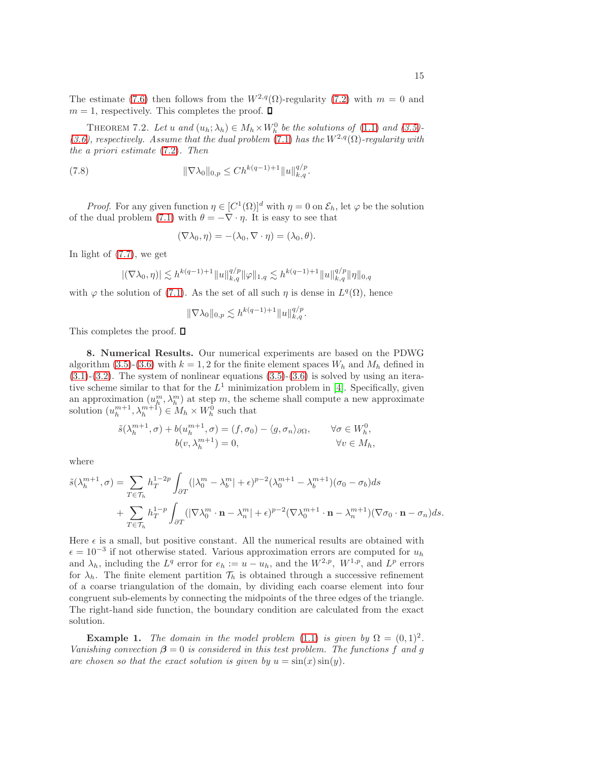The estimate (7.6) then follows from the $W^{2,q}(\Omega)$-regularity (7.2) with $m = 0$ and $m = 1$, respectively. This completes the proof. ∎

THEOREM 7.2. *Let $u$ and $(u_h; \lambda_h) \in M_h \times W_h^0$ be the solutions of (1.1) and (3.5)-(3.6), respectively. Assume that the dual problem (7.1) has the $W^{2,q}(\Omega)$-regularity with the a priori estimate (7.2). Then*

$$
\|\nabla \lambda_0\|_{0,p} \leq C h^{k(q-1)+1} \|u\|_{k,q}^{q/p}. \tag{7.8}
$$

*Proof*. For any given function $\eta \in [C^1(\Omega)]^d$ with $\eta = 0$ on $\mathcal{E}_h$, let $\varphi$ be the solution of the dual problem (7.1) with $\theta = -\nabla \cdot \eta$. It is easy to see that

$$
(\nabla \lambda_0, \eta) = -(\lambda_0, \nabla \cdot \eta) = (\lambda_0, \theta).
$$

In light of (7.7), we get

$$
|(\nabla \lambda_0, \eta)| \lesssim h^{k(q-1)+1} \|u\|_{k,q}^{q/p} \|\varphi\|_{1,q} \lesssim h^{k(q-1)+1} \|u\|_{k,q}^{q/p} \|\eta\|_{0,q}
$$

with $\varphi$ the solution of (7.1). As the set of all such $\eta$ is dense in $L^q(\Omega)$, hence

$$
\|\nabla \lambda_0\|_{0,p} \lesssim h^{k(q-1)+1} \|u\|_{k,q}^{q/p}.
$$

This completes the proof. ∎

**8. Numerical Results.** Our numerical experiments are based on the PDWG algorithm (3.5)-(3.6) with $k = 1, 2$ for the finite element spaces $W_h$ and $M_h$ defined in (3.1)-(3.2). The system of nonlinear equations (3.5)-(3.6) is solved by using an iterative scheme similar to that for the $L^1$ minimization problem in [4]. Specifically, given an approximation $(u_h^m, \lambda_h^m)$ at step $m$, the scheme shall compute a new approximate solution $(u_h^{m+1}, \lambda_h^{m+1}) \in M_h \times W_h^0$ such that

$$
\begin{aligned}
\tilde{s}(\lambda_h^{m+1}, \sigma) + b(u_h^{m+1}, \sigma) &= (f, \sigma_0) - \langle g, \sigma_n \rangle_{\partial\Omega}, \qquad && \forall \sigma \in W_h^0, \\
b(v, \lambda_h^{m+1}) &= 0, && \forall v \in M_h,
\end{aligned}
$$

where

$$
\begin{aligned}
\tilde{s}(\lambda_h^{m+1}, \sigma) = & \sum_{T \in \mathcal{T}_h} h_T^{1-2p} \int_{\partial T} (|\lambda_0^m - \lambda_b^m| + \epsilon)^{p-2} (\lambda_0^{m+1} - \lambda_b^{m+1})(\sigma_0 - \sigma_b) ds \\
& + \sum_{T \in \mathcal{T}_h} h_T^{1-p} \int_{\partial T} (|\nabla \lambda_0^m \cdot \mathbf{n} - \lambda_n^m| + \epsilon)^{p-2} (\nabla \lambda_0^{m+1} \cdot \mathbf{n} - \lambda_n^{m+1})(\nabla \sigma_0 \cdot \mathbf{n} - \sigma_n) ds.
\end{aligned}
$$

Here $\epsilon$ is a small, but positive constant. All the numerical results are obtained with $\epsilon = 10^{-3}$ if not otherwise stated. Various approximation errors are computed for $u_h$ and $\lambda_h$, including the $L^q$ error for $e_h := u - u_h$, and the $W^{2,p}$, $W^{1,p}$, and $L^p$ errors for $\lambda_h$. The finite element partition $\mathcal{T}_h$ is obtained through a successive refinement of a coarse triangulation of the domain, by dividing each coarse element into four congruent sub-elements by connecting the midpoints of the three edges of the triangle. The right-hand side function, the boundary condition are calculated from the exact solution.

**Example 1.** *The domain in the model problem (1.1) is given by $\Omega = (0, 1)^2$. Vanishing convection $\boldsymbol{\beta} = 0$ is considered in this test problem. The functions $f$ and $g$ are chosen so that the exact solution is given by $u = \sin(x)\sin(y)$.*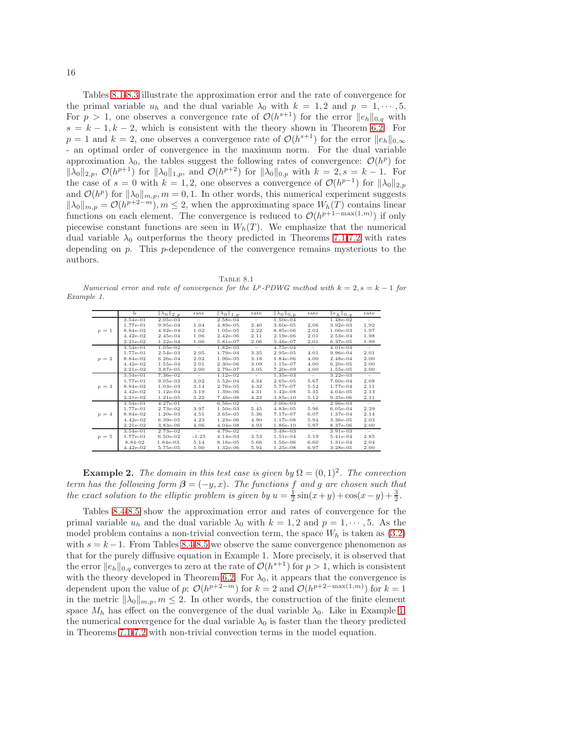Tables 8.1-8.3 illustrate the approximation error and the rate of convergence for the primal variable $u_h$ and the dual variable $\lambda_0$ with $k = 1, 2$ and $p = 1, \cdots, 5$. For $p > 1$, one observes a convergence rate of $\mathcal{O}(h^{s+1})$ for the error $\|e_h\|_{0,q}$ with $s = k-1, k-2$, which is consistent with the theory shown in Theorem 6.2. For $p = 1$ and $k = 2$, one observes a convergence rate of $\mathcal{O}(h^{s+1})$ for the error $\|e_h\|_{0,\infty}$ - an optimal order of convergence in the maximum norm. For the dual variable approximation $\lambda_0$, the tables suggest the following rates of convergence: $\mathcal{O}(h^p)$ for $\|\lambda_0\|_{2,p}$, $\mathcal{O}(h^{p+1})$ for $\|\lambda_0\|_{1,p}$, and $\mathcal{O}(h^{p+2})$ for $\|\lambda_0\|_{0,p}$ with $k = 2, s = k-1$. For the case of $s = 0$ with $k = 1, 2$, one observes a convergence of $\mathcal{O}(h^{p-1})$ for $\|\lambda_0\|_{2,p}$ and $\mathcal{O}(h^p)$ for $\|\lambda_0\|_{m,p}, m = 0, 1$. In other words, this numerical experiment suggests $\|\lambda_0\|_{m,p} = \mathcal{O}(h^{p+2-m}), m \leq 2$, when the approximating space $W_h(T)$ contains linear functions on each element. The convergence is reduced to $\mathcal{O}(h^{p+1-\max(1,m)})$ if only piecewise constant functions are seen in $W_h(T)$. We emphasize that the numerical dual variable $\lambda_0$ outperforms the theory predicted in Theorems 7.1-7.2 with rates depending on $p$. This $p$-dependence of the convergence remains mysterious to the authors.

Table 8.1
*Numerical error and rate of convergence for the $L^p$-PDWG method with $k = 2, s = k-1$ for Example 1.*

| | h | $\|\lambda_0\|_{2,p}$ | rate | $\|\lambda_0\|_{1,p}$ | rate | $\|\lambda_0\|_{0,p}$ | rate | $\|e_h\|_{0,q}$ | rate |
|---|---|---|---|---|---|---|---|---|---|
| $p=1$ | 3.54e-01 | 2.05e-03 | – | 2.58e-04 | – | 1.50e-04 | – | 1.48e-02 | – |
| | 1.77e-01 | 9.95e-04 | 1.04 | 4.89e-05 | 2.40 | 3.60e-05 | 2.06 | 3.92e-03 | 1.92 |
| | 8.84e-02 | 4.92e-04 | 1.02 | 1.05e-05 | 2.22 | 8.85e-06 | 2.02 | 1.00e-03 | 1.97 |
| | 4.42e-02 | 2.45e-04 | 1.06 | 2.42e-06 | 2.11 | 2.19e-06 | 2.01 | 2.53e-04 | 1.98 |
| | 2.21e-02 | 1.22e-04 | 1.00 | 5.81e-07 | 2.06 | 5.46e-07 | 2.01 | 6.37e-05 | 1.99 |
| $p=2$ | 3.54e-01 | 1.05e-02 | – | 1.82e-03 | – | 4.75e-04 | – | 4.01e-03 | – |
| | 1.77e-01 | 2.54e-03 | 2.05 | 1.79e-04 | 3.35 | 2.95e-05 | 4.01 | 9.96e-04 | 2.01 |
| | 8.84e-02 | 6.26e-04 | 2.02 | 1.96e-05 | 3.18 | 1.84e-06 | 4.00 | 2.48e-04 | 2.00 |
| | 4.42e-02 | 1.55e-04 | 2.01 | 2.30e-06 | 3.09 | 1.15e-07 | 4.00 | 6.20e-05 | 2.00 |
| | 2.21e-02 | 3.87e-05 | 2.00 | 2.79e-07 | 3.05 | 7.20e-09 | 4.00 | 1.55e-05 | 2.00 |
| $p=3$ | 3.54e-01 | 7.36e-02 | – | 1.12e-02 | - | 1.35e-03 | – | 3.22e-03 | – |
| | 1.77e-01 | 9.05e-03 | 3.02 | 5.52e-04 | 4.34 | 2.65e-05 | 5.67 | 7.60e-04 | 2.08 |
| | 8.84e-02 | 1.03e-03 | 3.14 | 2.76e-05 | 4.32 | 5.77e-07 | 5.52 | 1.77e-04 | 2.11 |
| | 4.42e-02 | 1.12e-04 | 3.19 | 1.39e-06 | 4.31 | 1.42e-08 | 5.35 | 4.04e-05 | 2.13 |
| | 2.21e-02 | 1.21e-05 | 3.22 | 7.46e-08 | 4.22 | 3.85e-10 | 5.12 | 9.35e-06 | 2.11 |
| $p=4$ | 3.54e-01 | 4.27e-01 | – | 6.56e-02 | – | 3.00e-03 | – | 2.96e-03 | – |
| | 1.77e-01 | 2.73e-02 | 3.97 | 1.50e-03 | 5.45 | 4.83e-05 | 5.96 | 6.05e-04 | 2.29 |
| | 8.84e-02 | 1.20e-03 | 4.51 | 3.65e-05 | 5.36 | 7.17e-07 | 6.07 | 1.37e-04 | 2.14 |
| | 4.42e-02 | 6.39e-05 | 4.23 | 1.23e-06 | 4.90 | 1.17e-08 | 5.94 | 3.36e-05 | 2.03 |
| | 2.21e-02 | 3.83e-06 | 4.06 | 4.04e-08 | 4.93 | 1.86e-10 | 5.97 | 8.37e-06 | 2.00 |
| $p=5$ | 3.54e-01 | 2.73e-02 | – | 4.79e-02 | – | 5.48e-03 | – | 3.91e-03 | – |
| | 1.77e-01 | 6.50e-02 | -1.25 | 4.14e-03 | 3.53 | 1.51e-04 | 5.19 | 5.41e-04 | 2.85 |
| | 8.84-02 | 1.84e-03. | 5.14 | 8.16e-05 | 5.66 | 1.56e-06 | 6.60 | 1.31e-04 | 2.04 |
| | 4.42e-02 | 5.75e-05 | 5.00 | 1.32e-06 | 5.94 | 1.25e-08 | 6.97 | 3.28e-05 | 2.00 |

**Example 2.** *The domain in this test case is given by $\Omega = (0,1)^2$. The convection term has the following form $\boldsymbol{\beta} = (-y, x)$. The functions $f$ and $g$ are chosen such that the exact solution to the elliptic problem is given by $u = \frac{1}{2}\sin(x+y) + \cos(x-y) + \frac{3}{2}$.*

Tables 8.4-8.5 show the approximation error and rates of convergence for the primal variable $u_h$ and the dual variable $\lambda_0$ with $k = 1, 2$ and $p = 1, \cdots, 5$. As the model problem contains a non-trivial convection term, the space $W_h$ is taken as (3.2) with $s = k-1$. From Tables 8.4-8.5 we observe the same convergence phenomenon as that for the purely diffusive equation in Example 1. More precisely, it is observed that the error $\|e_h\|_{0,q}$ converges to zero at the rate of $\mathcal{O}(h^{s+1})$ for $p > 1$, which is consistent with the theory developed in Theorem 6.2. For $\lambda_0$, it appears that the convergence is dependent upon the value of $p$: $\mathcal{O}(h^{p+2-m})$ for $k = 2$ and $\mathcal{O}(h^{p+2-\max(1,m)})$ for $k = 1$ in the metric $\|\lambda_0\|_{m,p}, m \leq 2$. In other words, the construction of the finite element space $M_h$ has effect on the convergence of the dual variable $\lambda_0$. Like in Example 1, the numerical convergence for the dual variable $\lambda_0$ is faster than the theory predicted in Theorems 7.1-7.2 with non-trivial convection terms in the model equation.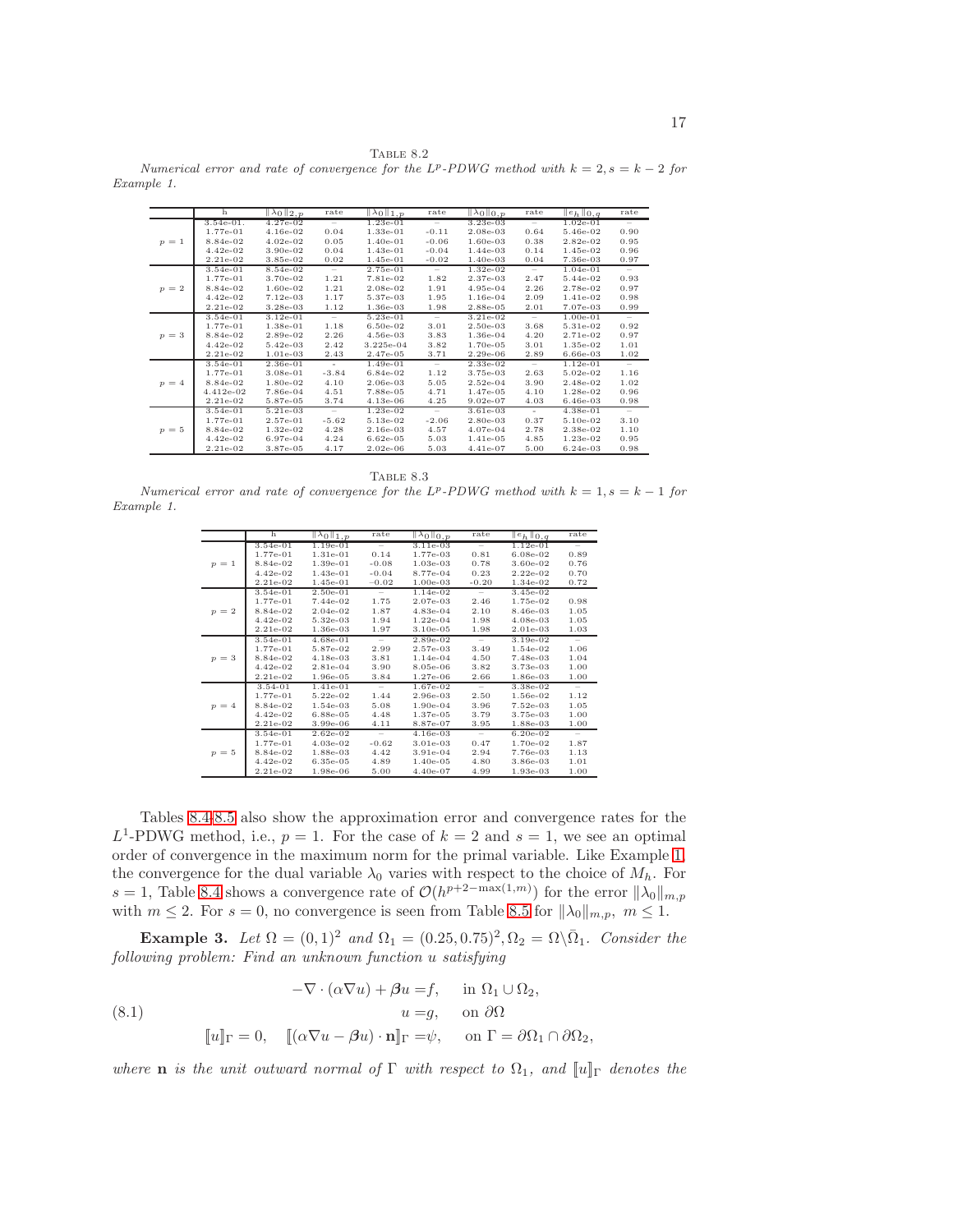Table 8.2

*Numerical error and rate of convergence for the $L^p$-PDWG method with $k = 2, s = k-2$ for Example 1.*

| | h | $\|\lambda_0\|_{2,p}$ | rate | $\|\lambda_0\|_{1,p}$ | rate | $\|\lambda_0\|_{0,p}$ | rate | $\|e_h\|_{0,q}$ | rate |
|---|---|---|---|---|---|---|---|---|---|
| $p=1$ | 3.54e-01. | 4.27e-02 | – | 1.23e-01 | – | 3.23e-03 | – | 1.02e-01 | – |
| | 1.77e-01 | 4.16e-02 | 0.04 | 1.33e-01 | -0.11 | 2.08e-03 | 0.64 | 5.46e-02 | 0.90 |
| | 8.84e-02 | 4.02e-02 | 0.05 | 1.40e-01 | -0.06 | 1.60e-03 | 0.38 | 2.82e-02 | 0.95 |
| | 4.42e-02 | 3.90e-02 | 0.04 | 1.43e-01 | -0.04 | 1.44e-03 | 0.14 | 1.45e-02 | 0.96 |
| | 2.21e-02 | 3.85e-02 | 0.02 | 1.45e-01 | -0.02 | 1.40e-03 | 0.04 | 7.36e-03 | 0.97 |
| $p=2$ | 3.54e-01 | 8.54e-02 | – | 2.75e-01 | – | 1.32e-02 | – | 1.04e-01 | – |
| | 1.77e-01 | 3.70e-02 | 1.21 | 7.81e-02 | 1.82 | 2.37e-03 | 2.47 | 5.44e-02 | 0.93 |
| | 8.84e-02 | 1.60e-02 | 1.21 | 2.08e-02 | 1.91 | 4.95e-04 | 2.26 | 2.78e-02 | 0.97 |
| | 4.42e-02 | 7.12e-03 | 1.17 | 5.37e-03 | 1.95 | 1.16e-04 | 2.09 | 1.41e-02 | 0.98 |
| | 2.21e-02 | 3.28e-03 | 1.12 | 1.36e-03 | 1.98 | 2.88e-05 | 2.01 | 7.07e-03 | 0.99 |
| $p=3$ | 3.54e-01 | 3.12e-01 | – | 5.23e-01 | – | 3.21e-02 | – | 1.00e-01 | – |
| | 1.77e-01 | 1.38e-01 | 1.18 | 6.50e-02 | 3.01 | 2.50e-03 | 3.68 | 5.31e-02 | 0.92 |
| | 8.84e-02 | 2.89e-02 | 2.26 | 4.56e-03 | 3.83 | 1.36e-04 | 4.20 | 2.71e-02 | 0.97 |
| | 4.42e-02 | 5.42e-03 | 2.42 | 3.225e-04 | 3.82 | 1.70e-05 | 3.01 | 1.35e-02 | 1.01 |
| | 2.21e-02 | 1.01e-03 | 2.43 | 2.47e-05 | 3.71 | 2.29e-06 | 2.89 | 6.66e-03 | 1.02 |
| $p=4$ | 3.54e-01 | 2.36e-01 | - | 1.49e-01 | – | 2.33e-02 | – | 1.12e-01 | – |
| | 1.77e-01 | 3.08e-01 | -3.84 | 6.84e-02 | 1.12 | 3.75e-03 | 2.63 | 5.02e-02 | 1.16 |
| | 8.84e-02 | 1.80e-02 | 4.10 | 2.06e-03 | 5.05 | 2.52e-04 | 3.90 | 2.48e-02 | 1.02 |
| | 4.412e-02 | 7.86e-04 | 4.51 | 7.88e-05 | 4.71 | 1.47e-05 | 4.10 | 1.28e-02 | 0.96 |
| | 2.21e-02 | 5.87e-05 | 3.74 | 4.13e-06 | 4.25 | 9.02e-07 | 4.03 | 6.46e-03 | 0.98 |
| $p=5$ | 3.54e-01 | 5.21e-03 | – | 1.23e-02 | – | 3.61e-03 | - | 4.38e-01 | – |
| | 1.77e-01 | 2.57e-01 | -5.62 | 5.13e-02 | -2.06 | 2.80e-03 | 0.37 | 5.10e-02 | 3.10 |
| | 8.84e-02 | 1.32e-02 | 4.28 | 2.16e-03 | 4.57 | 4.07e-04 | 2.78 | 2.38e-02 | 1.10 |
| | 4.42e-02 | 6.97e-04 | 4.24 | 6.62e-05 | 5.03 | 1.41e-05 | 4.85 | 1.23e-02 | 0.95 |
| | 2.21e-02 | 3.87e-05 | 4.17 | 2.02e-06 | 5.03 | 4.41e-07 | 5.00 | 6.24e-03 | 0.98 |

Table 8.3

*Numerical error and rate of convergence for the $L^p$-PDWG method with $k = 1, s = k-1$ for Example 1.*

| | h | $\|\lambda_0\|_{1,p}$ | rate | $\|\lambda_0\|_{0,p}$ | rate | $\|e_h\|_{0,q}$ | rate |
|---|---|---|---|---|---|---|---|
| $p=1$ | 3.54e-01 | 1.19e-01 | – | 3.11e-03 | – | 1.12e-01 | – |
| | 1.77e-01 | 1.31e-01 | 0.14 | 1.77e-03 | 0.81 | 6.08e-02 | 0.89 |
| | 8.84e-02 | 1.39e-01 | -0.08 | 1.03e-03 | 0.78 | 3.60e-02 | 0.76 |
| | 4.42e-02 | 1.43e-01 | -0.04 | 8.77e-04 | 0.23 | 2.22e-02 | 0.70 |
| | 2.21e-02 | 1.45e-01 | -0.02 | 1.00e-03 | -0.20 | 1.34e-02 | 0.72 |
| $p=2$ | 3.54e-01 | 2.50e-01 | – | 1.14e-02 | – | 3.45e-02 | |
| | 1.77e-01 | 7.44e-02 | 1.75 | 2.07e-03 | 2.46 | 1.75e-02 | 0.98 |
| | 8.84e-02 | 2.04e-02 | 1.87 | 4.83e-04 | 2.10 | 8.46e-03 | 1.05 |
| | 4.42e-02 | 5.32e-03 | 1.94 | 1.22e-04 | 1.98 | 4.08e-03 | 1.05 |
| | 2.21e-02 | 1.36e-03 | 1.97 | 3.10e-05 | 1.98 | 2.01e-03 | 1.03 |
| $p=3$ | 3.54e-01 | 4.68e-01 | – | 2.89e-02 | – | 3.19e-02 | – |
| | 1.77e-01 | 5.87e-02 | 2.99 | 2.57e-03 | 3.49 | 1.54e-02 | 1.06 |
| | 8.84e-02 | 4.18e-03 | 3.81 | 1.14e-04 | 4.50 | 7.48e-03 | 1.04 |
| | 4.42e-02 | 2.81e-04 | 3.90 | 8.05e-06 | 3.82 | 3.73e-03 | 1.00 |
| | 2.21e-02 | 1.96e-05 | 3.84 | 1.27e-06 | 2.66 | 1.86e-03 | 1.00 |
| $p=4$ | 3.54-01 | 1.41e-01 | – | 1.67e-02 | – | 3.38e-02 | – |
| | 1.77e-01 | 5.22e-02 | 1.44 | 2.96e-03 | 2.50 | 1.56e-02 | 1.12 |
| | 8.84e-02 | 1.54e-03 | 5.08 | 1.90e-04 | 3.96 | 7.52e-03 | 1.05 |
| | 4.42e-02 | 6.88e-05 | 4.48 | 1.37e-05 | 3.79 | 3.75e-03 | 1.00 |
| | 2.21e-02 | 3.99e-06 | 4.11 | 8.87e-07 | 3.95 | 1.88e-03 | 1.00 |
| $p=5$ | 3.54e-01 | 2.62e-02 | – | 4.16e-03 | – | 6.20e-02 | – |
| | 1.77e-01 | 4.03e-02 | -0.62 | 3.01e-03 | 0.47 | 1.70e-02 | 1.87 |
| | 8.84e-02 | 1.88e-03 | 4.42 | 3.91e-04 | 2.94 | 7.76e-03 | 1.13 |
| | 4.42e-02 | 6.35e-05 | 4.89 | 1.40e-05 | 4.80 | 3.86e-03 | 1.01 |
| | 2.21e-02 | 1.98e-06 | 5.00 | 4.40e-07 | 4.99 | 1.93e-03 | 1.00 |

Tables 8.4-8.5 also show the approximation error and convergence rates for the $L^1$-PDWG method, i.e., $p = 1$. For the case of $k = 2$ and $s = 1$, we see an optimal order of convergence in the maximum norm for the primal variable. Like Example 1, the convergence for the dual variable $\lambda_0$ varies with respect to the choice of $M_h$. For $s = 1$, Table 8.4 shows a convergence rate of $\mathcal{O}(h^{p+2-\max(1,m)})$ for the error $\|\lambda_0\|_{m,p}$ with $m \le 2$. For $s = 0$, no convergence is seen from Table 8.5 for $\|\lambda_0\|_{m,p},\ m \le 1$.

**Example 3.** *Let $\Omega = (0,1)^2$ and $\Omega_1 = (0.25, 0.75)^2, \Omega_2 = \Omega \backslash \bar{\Omega}_1$. Consider the following problem: Find an unknown function $u$ satisfying*

$$
\begin{aligned}
-\nabla \cdot (\alpha \nabla u) + \boldsymbol{\beta} u &= f, \quad \text{in } \Omega_1 \cup \Omega_2, \\
u &= g, \quad \text{on } \partial\Omega \\
[\![u]\!]_\Gamma = 0, \quad [\![(\alpha \nabla u - \boldsymbol{\beta} u) \cdot \mathbf{n}]\!]_\Gamma &= \psi, \quad \text{on } \Gamma = \partial\Omega_1 \cap \partial\Omega_2,
\end{aligned}
\tag{8.1}
$$

*where $\mathbf{n}$ is the unit outward normal of $\Gamma$ with respect to $\Omega_1$, and $[\![u]\!]_\Gamma$ denotes the*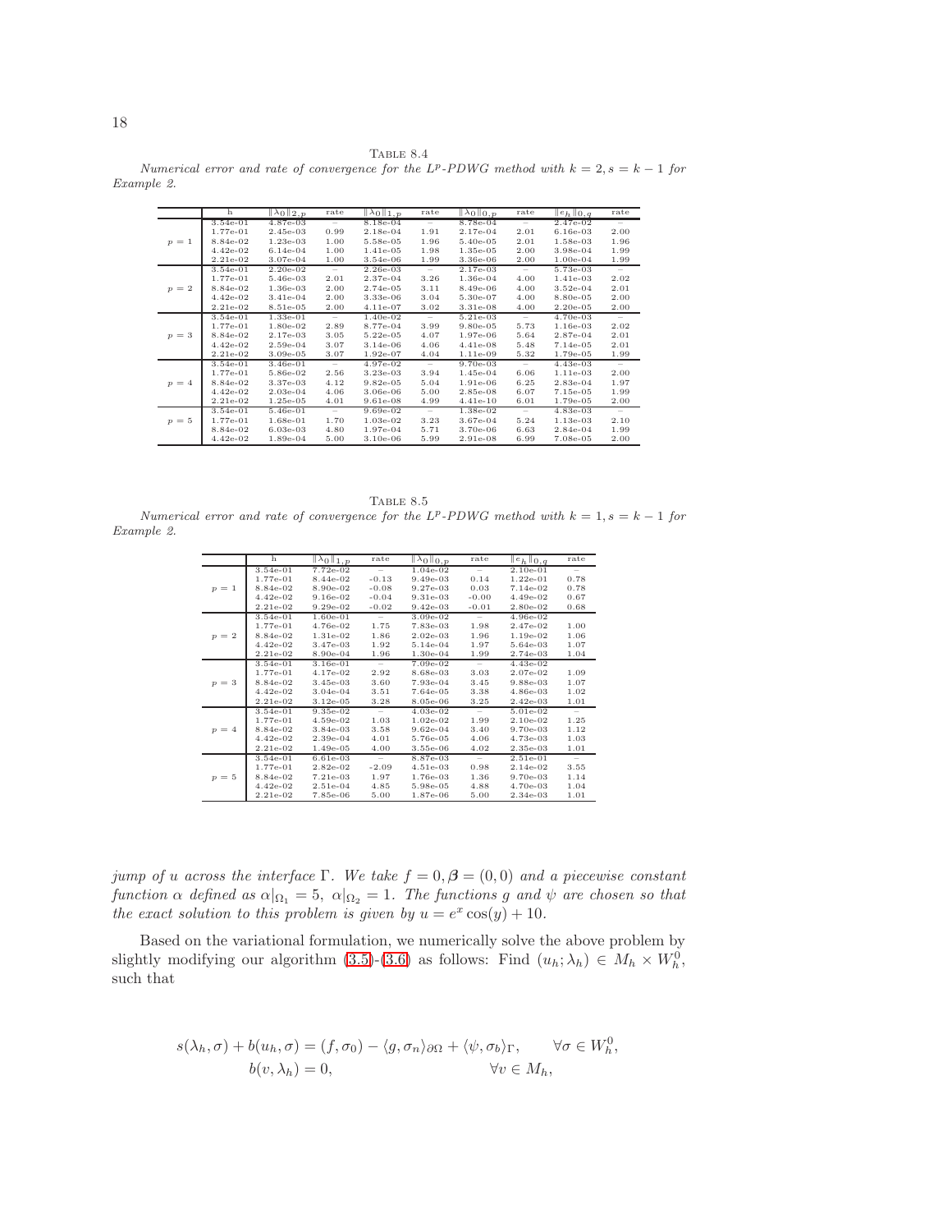TABLE 8.4
*Numerical error and rate of convergence for the $L^p$-PDWG method with $k = 2, s = k - 1$ for Example 2.*

| | h | $\|\lambda_0\|_{2,p}$ | rate | $\|\lambda_0\|_{1,p}$ | rate | $\|\lambda_0\|_{0,p}$ | rate | $\|e_h\|_{0,q}$ | rate |
|---|---|---|---|---|---|---|---|---|---|
| $p=1$ | 3.54e-01 | 4.87e-03 | – | 8.18e-04 | – | 8.78e-04 | – | 2.47e-02 | – |
| | 1.77e-01 | 2.45e-03 | 0.99 | 2.18e-04 | 1.91 | 2.17e-04 | 2.01 | 6.16e-03 | 2.00 |
| | 8.84e-02 | 1.23e-03 | 1.00 | 5.58e-05 | 1.96 | 5.40e-05 | 2.01 | 1.58e-03 | 1.96 |
| | 4.42e-02 | 6.14e-04 | 1.00 | 1.41e-05 | 1.98 | 1.35e-05 | 2.00 | 3.98e-04 | 1.99 |
| | 2.21e-02 | 3.07e-04 | 1.00 | 3.54e-06 | 1.99 | 3.36e-06 | 2.00 | 1.00e-04 | 1.99 |
| $p=2$ | 3.54e-01 | 2.20e-02 | – | 2.26e-03 | – | 2.17e-03 | – | 5.73e-03 | – |
| | 1.77e-01 | 5.46e-03 | 2.01 | 2.37e-04 | 3.26 | 1.36e-04 | 4.00 | 1.41e-03 | 2.02 |
| | 8.84e-02 | 1.36e-03 | 2.00 | 2.74e-05 | 3.11 | 8.49e-06 | 4.00 | 3.52e-04 | 2.01 |
| | 4.42e-02 | 3.41e-04 | 2.00 | 3.33e-06 | 3.04 | 5.30e-07 | 4.00 | 8.80e-05 | 2.00 |
| | 2.21e-02 | 8.51e-05 | 2.00 | 4.11e-07 | 3.02 | 3.31e-08 | 4.00 | 2.20e-05 | 2.00 |
| $p=3$ | 3.54e-01 | 1.33e-01 | – | 1.40e-02 | – | 5.21e-03 | – | 4.70e-03 | – |
| | 1.77e-01 | 1.80e-02 | 2.89 | 8.77e-04 | 3.99 | 9.80e-05 | 5.73 | 1.16e-03 | 2.02 |
| | 8.84e-02 | 2.17e-03 | 3.05 | 5.22e-05 | 4.07 | 1.97e-06 | 5.64 | 2.87e-04 | 2.01 |
| | 4.42e-02 | 2.59e-04 | 3.07 | 3.14e-06 | 4.06 | 4.41e-08 | 5.48 | 7.14e-05 | 2.01 |
| | 2.21e-02 | 3.09e-05 | 3.07 | 1.92e-07 | 4.04 | 1.11e-09 | 5.32 | 1.79e-05 | 1.99 |
| $p=4$ | 3.54e-01 | 3.46e-01 | – | 4.97e-02 | – | 9.70e-03 | – | 4.43e-03 | – |
| | 1.77e-01 | 5.86e-02 | 2.56 | 3.23e-03 | 3.94 | 1.45e-04 | 6.06 | 1.11e-03 | 2.00 |
| | 8.84e-02 | 3.37e-03 | 4.12 | 9.82e-05 | 5.04 | 1.91e-06 | 6.25 | 2.83e-04 | 1.97 |
| | 4.42e-02 | 2.03e-04 | 4.06 | 3.06e-06 | 5.00 | 2.85e-08 | 6.07 | 7.15e-05 | 1.99 |
| | 2.21e-02 | 1.25e-05 | 4.01 | 9.61e-08 | 4.99 | 4.41e-10 | 6.01 | 1.79e-05 | 2.00 |
| $p=5$ | 3.54e-01 | 5.46e-01 | – | 9.69e-02 | – | 1.38e-02 | – | 4.83e-03 | – |
| | 1.77e-01 | 1.68e-01 | 1.70 | 1.03e-02 | 3.23 | 3.67e-04 | 5.24 | 1.13e-03 | 2.10 |
| | 8.84e-02 | 6.03e-03 | 4.80 | 1.97e-04 | 5.71 | 3.70e-06 | 6.63 | 2.84e-04 | 1.99 |
| | 4.42e-02 | 1.89e-04 | 5.00 | 3.10e-06 | 5.99 | 2.91e-08 | 6.99 | 7.08e-05 | 2.00 |

TABLE 8.5
*Numerical error and rate of convergence for the $L^p$-PDWG method with $k = 1, s = k - 1$ for Example 2.*

| | h | $\|\lambda_0\|_{1,p}$ | rate | $\|\lambda_0\|_{0,p}$ | rate | $\|e_h\|_{0,q}$ | rate |
|---|---|---|---|---|---|---|---|
| $p=1$ | 3.54e-01 | 7.72e-02 | – | 1.04e-02 | – | 2.10e-01 | – |
| | 1.77e-01 | 8.44e-02 | -0.13 | 9.49e-03 | 0.14 | 1.22e-01 | 0.78 |
| | 8.84e-02 | 8.90e-02 | -0.08 | 9.27e-03 | 0.03 | 7.14e-02 | 0.78 |
| | 4.42e-02 | 9.16e-02 | -0.04 | 9.31e-03 | -0.00 | 4.49e-02 | 0.67 |
| | 2.21e-02 | 9.29e-02 | -0.02 | 9.42e-03 | -0.01 | 2.80e-02 | 0.68 |
| $p=2$ | 3.54e-01 | 1.60e-01 | – | 3.09e-02 | – | 4.96e-02 | |
| | 1.77e-01 | 4.76e-02 | 1.75 | 7.83e-03 | 1.98 | 2.47e-02 | 1.00 |
| | 8.84e-02 | 1.31e-02 | 1.86 | 2.02e-03 | 1.96 | 1.19e-02 | 1.06 |
| | 4.42e-02 | 3.47e-03 | 1.92 | 5.14e-04 | 1.97 | 5.64e-03 | 1.07 |
| | 2.21e-02 | 8.90e-04 | 1.96 | 1.30e-04 | 1.99 | 2.74e-03 | 1.04 |
| $p=3$ | 3.54e-01 | 3.16e-01 | – | 7.09e-02 | – | 4.43e-02 | |
| | 1.77e-01 | 4.17e-02 | 2.92 | 8.68e-03 | 3.03 | 2.07e-02 | 1.09 |
| | 8.84e-02 | 3.45e-03 | 3.60 | 7.93e-04 | 3.45 | 9.88e-03 | 1.07 |
| | 4.42e-02 | 3.04e-04 | 3.51 | 7.64e-05 | 3.38 | 4.86e-03 | 1.02 |
| | 2.21e-02 | 3.12e-05 | 3.28 | 8.05e-06 | 3.25 | 2.42e-03 | 1.01 |
| $p=4$ | 3.54e-01 | 9.35e-02 | – | 4.03e-02 | – | 5.01e-02 | – |
| | 1.77e-01 | 4.59e-02 | 1.03 | 1.02e-02 | 1.99 | 2.10e-02 | 1.25 |
| | 8.84e-02 | 3.84e-03 | 3.58 | 9.62e-04 | 3.40 | 9.70e-03 | 1.12 |
| | 4.42e-02 | 2.39e-04 | 4.01 | 5.76e-05 | 4.06 | 4.73e-03 | 1.03 |
| | 2.21e-02 | 1.49e-05 | 4.00 | 3.55e-06 | 4.02 | 2.35e-03 | 1.01 |
| $p=5$ | 3.54e-01 | 6.61e-03 | – | 8.87e-03 | – | 2.51e-01 | – |
| | 1.77e-01 | 2.82e-02 | -2.09 | 4.51e-03 | 0.98 | 2.14e-02 | 3.55 |
| | 8.84e-02 | 7.21e-03 | 1.97 | 1.76e-03 | 1.36 | 9.70e-03 | 1.14 |
| | 4.42e-02 | 2.51e-04 | 4.85 | 5.98e-05 | 4.88 | 4.70e-03 | 1.04 |
| | 2.21e-02 | 7.85e-06 | 5.00 | 1.87e-06 | 5.00 | 2.34e-03 | 1.01 |

*jump of $u$ across the interface $\Gamma$. We take $f = 0, \boldsymbol{\beta} = (0, 0)$ and a piecewise constant function $\alpha$ defined as $\alpha|_{\Omega_1} = 5,\ \alpha|_{\Omega_2} = 1$. The functions $g$ and $\psi$ are chosen so that the exact solution to this problem is given by $u = e^x \cos(y) + 10$.*

Based on the variational formulation, we numerically solve the above problem by slightly modifying our algorithm (3.5)-(3.6) as follows: Find $(u_h; \lambda_h) \in M_h \times W_h^0$, such that

$$
\begin{aligned}
s(\lambda_h, \sigma) + b(u_h, \sigma) &= (f, \sigma_0) - \langle g, \sigma_n \rangle_{\partial\Omega} + \langle \psi, \sigma_b \rangle_{\Gamma}, \qquad \forall \sigma \in W_h^0, \\
b(v, \lambda_h) &= 0, \qquad\qquad\qquad\qquad\qquad\qquad \forall v \in M_h,
\end{aligned}
$$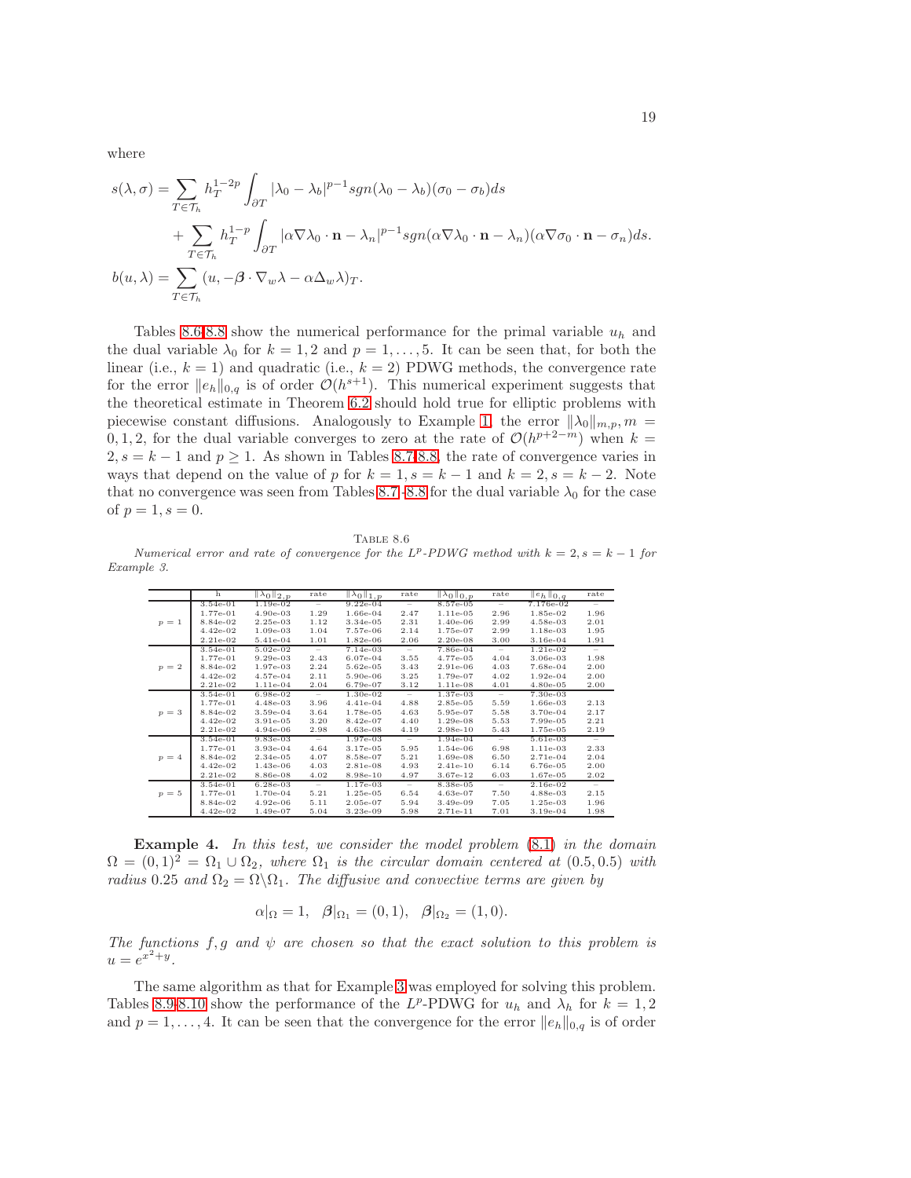where

$$
\begin{aligned}
s(\lambda,\sigma) =& \sum_{T\in\mathcal{T}_h} h_T^{1-2p} \int_{\partial T} |\lambda_0 - \lambda_b|^{p-1} sgn(\lambda_0-\lambda_b)(\sigma_0-\sigma_b)ds \\
&+ \sum_{T\in\mathcal{T}_h} h_T^{1-p} \int_{\partial T} |\alpha\nabla\lambda_0\cdot\mathbf{n} - \lambda_n|^{p-1} sgn(\alpha\nabla\lambda_0\cdot\mathbf{n}-\lambda_n)(\alpha\nabla\sigma_0\cdot\mathbf{n}-\sigma_n)ds. \\
b(u,\lambda) =& \sum_{T\in\mathcal{T}_h} (u, -\boldsymbol{\beta}\cdot\nabla_w\lambda - \alpha\Delta_w\lambda)_T.
\end{aligned}
$$

Tables 8.6-8.8 show the numerical performance for the primal variable $u_h$ and the dual variable $\lambda_0$ for $k=1,2$ and $p=1,\ldots,5$. It can be seen that, for both the linear (i.e., $k=1$) and quadratic (i.e., $k=2$) PDWG methods, the convergence rate for the error $\|e_h\|_{0,q}$ is of order $\mathcal{O}(h^{s+1})$. This numerical experiment suggests that the theoretical estimate in Theorem 6.2 should hold true for elliptic problems with piecewise constant diffusions. Analogously to Example 1, the error $\|\lambda_0\|_{m,p}, m=0,1,2$, for the dual variable converges to zero at the rate of $\mathcal{O}(h^{p+2-m})$ when $k=2, s=k-1$ and $p\geq 1$. As shown in Tables 8.7-8.8, the rate of convergence varies in ways that depend on the value of $p$ for $k=1, s=k-1$ and $k=2, s=k-2$. Note that no convergence was seen from Tables 8.7–8.8 for the dual variable $\lambda_0$ for the case of $p=1, s=0$.

Table 8.6
*Numerical error and rate of convergence for the $L^p$-PDWG method with $k=2, s=k-1$ for Example 3.*

| | h | $\|\lambda_0\|_{2,p}$ | rate | $\|\lambda_0\|_{1,p}$ | rate | $\|\lambda_0\|_{0,p}$ | rate | $\|e_h\|_{0,q}$ | rate |
|---|---|---|---|---|---|---|---|---|---|
| $p=1$ | 3.54e-01 | 1.19e-02 | – | 9.22e-04 | – | 8.57e-05 | – | 7.176e-02 | – |
| | 1.77e-01 | 4.90e-03 | 1.29 | 1.66e-04 | 2.47 | 1.11e-05 | 2.96 | 1.85e-02 | 1.96 |
| | 8.84e-02 | 2.25e-03 | 1.12 | 3.34e-05 | 2.31 | 1.40e-06 | 2.99 | 4.58e-03 | 2.01 |
| | 4.42e-02 | 1.09e-03 | 1.04 | 7.57e-06 | 2.14 | 1.75e-07 | 2.99 | 1.18e-03 | 1.95 |
| | 2.21e-02 | 5.41e-04 | 1.01 | 1.82e-06 | 2.06 | 2.20e-08 | 3.00 | 3.16e-04 | 1.91 |
| $p=2$ | 3.54e-01 | 5.02e-02 | – | 7.14e-03 | – | 7.86e-04 | – | 1.21e-02 | – |
| | 1.77e-01 | 9.29e-03 | 2.43 | 6.07e-04 | 3.55 | 4.77e-05 | 4.04 | 3.06e-03 | 1.98 |
| | 8.84e-02 | 1.97e-03 | 2.24 | 5.62e-05 | 3.43 | 2.91e-06 | 4.03 | 7.68e-04 | 2.00 |
| | 4.42e-02 | 4.57e-04 | 2.11 | 5.90e-06 | 3.25 | 1.79e-07 | 4.02 | 1.92e-04 | 2.00 |
| | 2.21e-02 | 1.11e-04 | 2.04 | 6.79e-07 | 3.12 | 1.11e-08 | 4.01 | 4.80e-05 | 2.00 |
| $p=3$ | 3.54e-01 | 6.98e-02 | – | 1.30e-02 | – | 1.37e-03 | – | 7.30e-03 | – |
| | 1.77e-01 | 4.48e-03 | 3.96 | 4.41e-04 | 4.88 | 2.85e-05 | 5.59 | 1.66e-03 | 2.13 |
| | 8.84e-02 | 3.59e-04 | 3.64 | 1.78e-05 | 4.63 | 5.95e-07 | 5.58 | 3.70e-04 | 2.17 |
| | 4.42e-02 | 3.91e-05 | 3.20 | 8.42e-07 | 4.40 | 1.29e-08 | 5.53 | 7.99e-05 | 2.21 |
| | 2.21e-02 | 4.94e-06 | 2.98 | 4.63e-08 | 4.19 | 2.98e-10 | 5.43 | 1.75e-05 | 2.19 |
| $p=4$ | 3.54e-01 | 9.83e-03 | – | 1.97e-03 | – | 1.94e-04 | – | 5.61e-03 | – |
| | 1.77e-01 | 3.93e-04 | 4.64 | 3.17e-05 | 5.95 | 1.54e-06 | 6.98 | 1.11e-03 | 2.33 |
| | 8.84e-02 | 2.34e-05 | 4.07 | 8.58e-07 | 5.21 | 1.69e-08 | 6.50 | 2.71e-04 | 2.04 |
| | 4.42e-02 | 1.43e-06 | 4.03 | 2.81e-08 | 4.93 | 2.41e-10 | 6.14 | 6.76e-05 | 2.00 |
| | 2.21e-02 | 8.86e-08 | 4.02 | 8.98e-10 | 4.97 | 3.67e-12 | 6.03 | 1.67e-05 | 2.02 |
| $p=5$ | 3.54e-01 | 6.28e-03 | – | 1.17e-03 | – | 8.38e-05 | – | 2.16e-02 | – |
| | 1.77e-01 | 1.70e-04 | 5.21 | 1.25e-05 | 6.54 | 4.63e-07 | 7.50 | 4.88e-03 | 2.15 |
| | 8.84e-02 | 4.92e-06 | 5.11 | 2.05e-07 | 5.94 | 3.49e-09 | 7.05 | 1.25e-03 | 1.96 |
| | 4.42e-02 | 1.49e-07 | 5.04 | 3.23e-09 | 5.98 | 2.71e-11 | 7.01 | 3.19e-04 | 1.98 |

**Example 4.** *In this test, we consider the model problem (8.1) in the domain $\Omega=(0,1)^2=\Omega_1\cup\Omega_2$, where $\Omega_1$ is the circular domain centered at $(0.5,0.5)$ with radius $0.25$ and $\Omega_2=\Omega\backslash\Omega_1$. The diffusive and convective terms are given by*

$$
\alpha|_{\Omega}=1,\quad \boldsymbol{\beta}|_{\Omega_1}=(0,1),\quad \boldsymbol{\beta}|_{\Omega_2}=(1,0).
$$

*The functions $f, g$ and $\psi$ are chosen so that the exact solution to this problem is $u=e^{x^2+y}$.*

The same algorithm as that for Example 3 was employed for solving this problem. Tables 8.9-8.10 show the performance of the $L^p$-PDWG for $u_h$ and $\lambda_h$ for $k=1,2$ and $p=1,\ldots,4$. It can be seen that the convergence for the error $\|e_h\|_{0,q}$ is of order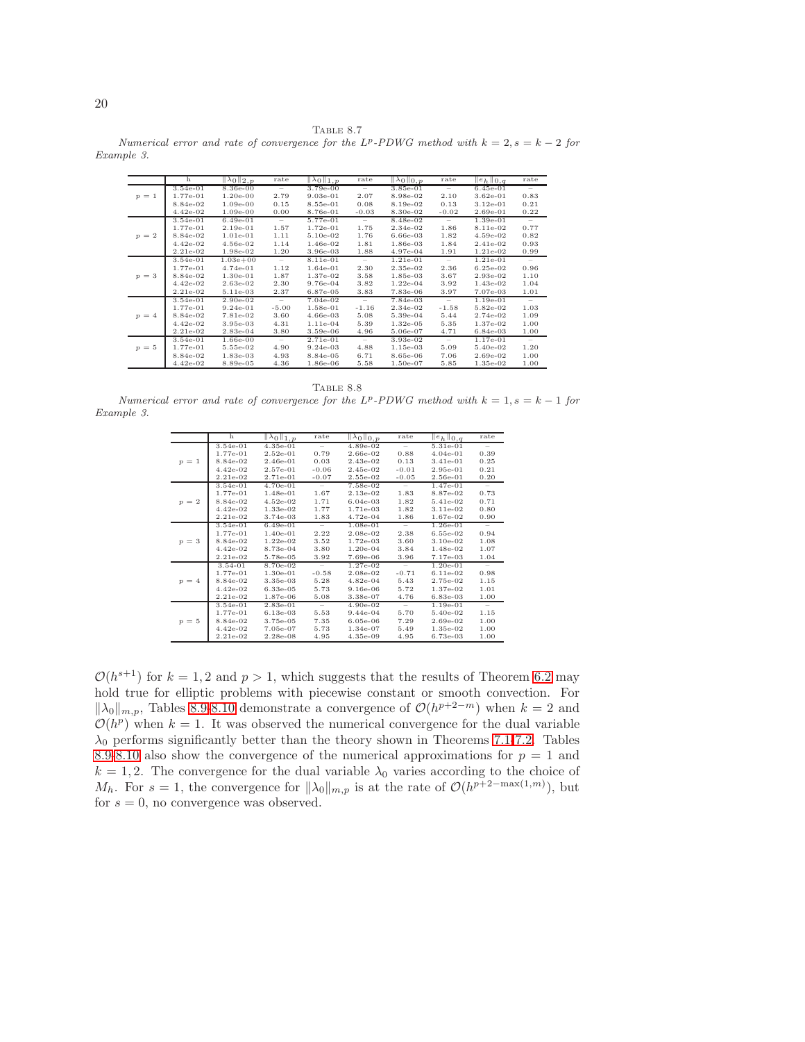TABLE 8.7
*Numerical error and rate of convergence for the $L^p$-PDWG method with $k=2, s=k-2$ for Example 3.*

| | h | $\|\lambda_0\|_{2,p}$ | rate | $\|\lambda_0\|_{1,p}$ | rate | $\|\lambda_0\|_{0,p}$ | rate | $\|e_h\|_{0,q}$ | rate |
|---|---|---|---|---|---|---|---|---|---|
| $p=1$ | 3.54e-01 | 8.36e-00 | – | 3.79e-00 | – | 3.85e-01 | – | 6.45e-01 | – |
| | 1.77e-01 | 1.20e-00 | 2.79 | 9.03e-01 | 2.07 | 8.98e-02 | 2.10 | 3.62e-01 | 0.83 |
| | 8.84e-02 | 1.09e-00 | 0.15 | 8.55e-01 | 0.08 | 8.19e-02 | 0.13 | 3.12e-01 | 0.21 |
| | 4.42e-02 | 1.09e-00 | 0.00 | 8.76e-01 | -0.03 | 8.30e-02 | -0.02 | 2.69e-01 | 0.22 |
| $p=2$ | 3.54e-01 | 6.49e-01 | – | 5.77e-01 | – | 8.48e-02 | – | 1.39e-01 | – |
| | 1.77e-01 | 2.19e-01 | 1.57 | 1.72e-01 | 1.75 | 2.34e-02 | 1.86 | 8.11e-02 | 0.77 |
| | 8.84e-02 | 1.01e-01 | 1.11 | 5.10e-02 | 1.76 | 6.66e-03 | 1.82 | 4.59e-02 | 0.82 |
| | 4.42e-02 | 4.56e-02 | 1.14 | 1.46e-02 | 1.81 | 1.86e-03 | 1.84 | 2.41e-02 | 0.93 |
| | 2.21e-02 | 1.98e-02 | 1.20 | 3.96e-03 | 1.88 | 4.97e-04 | 1.91 | 1.21e-02 | 0.99 |
| $p=3$ | 3.54e-01 | 1.03e+00 | – | 8.11e-01 | – | 1.21e-01 | – | 1.21e-01 | – |
| | 1.77e-01 | 4.74e-01 | 1.12 | 1.64e-01 | 2.30 | 2.35e-02 | 2.36 | 6.25e-02 | 0.96 |
| | 8.84e-02 | 1.30e-01 | 1.87 | 1.37e-02 | 3.58 | 1.85e-03 | 3.67 | 2.93e-02 | 1.10 |
| | 4.42e-02 | 2.63e-02 | 2.30 | 9.76e-04 | 3.82 | 1.22e-04 | 3.92 | 1.43e-02 | 1.04 |
| | 2.21e-02 | 5.11e-03 | 2.37 | 6.87e-05 | 3.83 | 7.83e-06 | 3.97 | 7.07e-03 | 1.01 |
| $p=4$ | 3.54e-01 | 2.90e-02 | – | 7.04e-02 | – | 7.84e-03 | – | 1.19e-01 | – |
| | 1.77e-01 | 9.24e-01 | -5.00 | 1.58e-01 | -1.16 | 2.34e-02 | -1.58 | 5.82e-02 | 1.03 |
| | 8.84e-02 | 7.81e-02 | 3.60 | 4.66e-03 | 5.08 | 5.39e-04 | 5.44 | 2.74e-02 | 1.09 |
| | 4.42e-02 | 3.95e-03 | 4.31 | 1.11e-04 | 5.39 | 1.32e-05 | 5.35 | 1.37e-02 | 1.00 |
| | 2.21e-02 | 2.83e-04 | 3.80 | 3.59e-06 | 4.96 | 5.06e-07 | 4.71 | 6.84e-03 | 1.00 |
| $p=5$ | 3.54e-01 | 1.66e-00 | – | 2.71e-01 | – | 3.93e-02 | – | 1.17e-01 | – |
| | 1.77e-01 | 5.55e-02 | 4.90 | 9.24e-03 | 4.88 | 1.15e-03 | 5.09 | 5.40e-02 | 1.20 |
| | 8.84e-02 | 1.83e-03 | 4.93 | 8.84e-05 | 6.71 | 8.65e-06 | 7.06 | 2.69e-02 | 1.00 |
| | 4.42e-02 | 8.89e-05 | 4.36 | 1.86e-06 | 5.58 | 1.50e-07 | 5.85 | 1.35e-02 | 1.00 |

TABLE 8.8
*Numerical error and rate of convergence for the $L^p$-PDWG method with $k=1, s=k-1$ for Example 3.*

| | h | $\|\lambda_0\|_{1,p}$ | rate | $\|\lambda_0\|_{0,p}$ | rate | $\|e_h\|_{0,q}$ | rate |
|---|---|---|---|---|---|---|---|
| $p=1$ | 3.54e-01 | 4.35e-01 | – | 4.89e-02 | – | 5.31e-01 | – |
| | 1.77e-01 | 2.52e-01 | 0.79 | 2.66e-02 | 0.88 | 4.04e-01 | 0.39 |
| | 8.84e-02 | 2.46e-01 | 0.03 | 2.43e-02 | 0.13 | 3.41e-01 | 0.25 |
| | 4.42e-02 | 2.57e-01 | -0.06 | 2.45e-02 | -0.01 | 2.95e-01 | 0.21 |
| | 2.21e-02 | 2.71e-01 | -0.07 | 2.55e-02 | -0.05 | 2.56e-01 | 0.20 |
| $p=2$ | 3.54e-01 | 4.70e-01 | – | 7.58e-02 | – | 1.47e-01 | – |
| | 1.77e-01 | 1.48e-01 | 1.67 | 2.13e-02 | 1.83 | 8.87e-02 | 0.73 |
| | 8.84e-02 | 4.52e-02 | 1.71 | 6.04e-03 | 1.82 | 5.41e-02 | 0.71 |
| | 4.42e-02 | 1.33e-02 | 1.77 | 1.71e-03 | 1.82 | 3.11e-02 | 0.80 |
| | 2.21e-02 | 3.74e-03 | 1.83 | 4.72e-04 | 1.86 | 1.67e-02 | 0.90 |
| $p=3$ | 3.54e-01 | 6.49e-01 | – | 1.08e-01 | – | 1.26e-01 | – |
| | 1.77e-01 | 1.40e-01 | 2.22 | 2.08e-02 | 2.38 | 6.55e-02 | 0.94 |
| | 8.84e-02 | 1.22e-02 | 3.52 | 1.72e-03 | 3.60 | 3.10e-02 | 1.08 |
| | 4.42e-02 | 8.73e-04 | 3.80 | 1.20e-04 | 3.84 | 1.48e-02 | 1.07 |
| | 2.21e-02 | 5.78e-05 | 3.92 | 7.69e-06 | 3.96 | 7.17e-03 | 1.04 |
| $p=4$ | 3.54-01 | 8.70e-02 | – | 1.27e-02 | – | 1.20e-01 | – |
| | 1.77e-01 | 1.30e-01 | -0.58 | 2.08e-02 | -0.71 | 6.11e-02 | 0.98 |
| | 8.84e-02 | 3.35e-03 | 5.28 | 4.82e-04 | 5.43 | 2.75e-02 | 1.15 |
| | 4.42e-02 | 6.33e-05 | 5.73 | 9.16e-06 | 5.72 | 1.37e-02 | 1.01 |
| | 2.21e-02 | 1.87e-06 | 5.08 | 3.38e-07 | 4.76 | 6.83e-03 | 1.00 |
| $p=5$ | 3.54e-01 | 2.83e-01 | – | 4.90e-02 | – | 1.19e-01 | – |
| | 1.77e-01 | 6.13e-03 | 5.53 | 9.44e-04 | 5.70 | 5.40e-02 | 1.15 |
| | 8.84e-02 | 3.75e-05 | 7.35 | 6.05e-06 | 7.29 | 2.69e-02 | 1.00 |
| | 4.42e-02 | 7.05e-07 | 5.73 | 1.34e-07 | 5.49 | 1.35e-02 | 1.00 |
| | 2.21e-02 | 2.28e-08 | 4.95 | 4.35e-09 | 4.95 | 6.73e-03 | 1.00 |

$\mathcal{O}(h^{s+1})$ for $k=1,2$ and $p>1$, which suggests that the results of Theorem 6.2 may hold true for elliptic problems with piecewise constant or smooth convection. For $\|\lambda_0\|_{m,p}$, Tables 8.9-8.10 demonstrate a convergence of $\mathcal{O}(h^{p+2-m})$ when $k=2$ and $\mathcal{O}(h^p)$ when $k=1$. It was observed the numerical convergence for the dual variable $\lambda_0$ performs significantly better than the theory shown in Theorems 7.1-7.2. Tables 8.9-8.10 also show the convergence of the numerical approximations for $p=1$ and $k=1,2$. The convergence for the dual variable $\lambda_0$ varies according to the choice of $M_h$. For $s=1$, the convergence for $\|\lambda_0\|_{m,p}$ is at the rate of $\mathcal{O}(h^{p+2-\max(1,m)})$, but for $s=0$, no convergence was observed.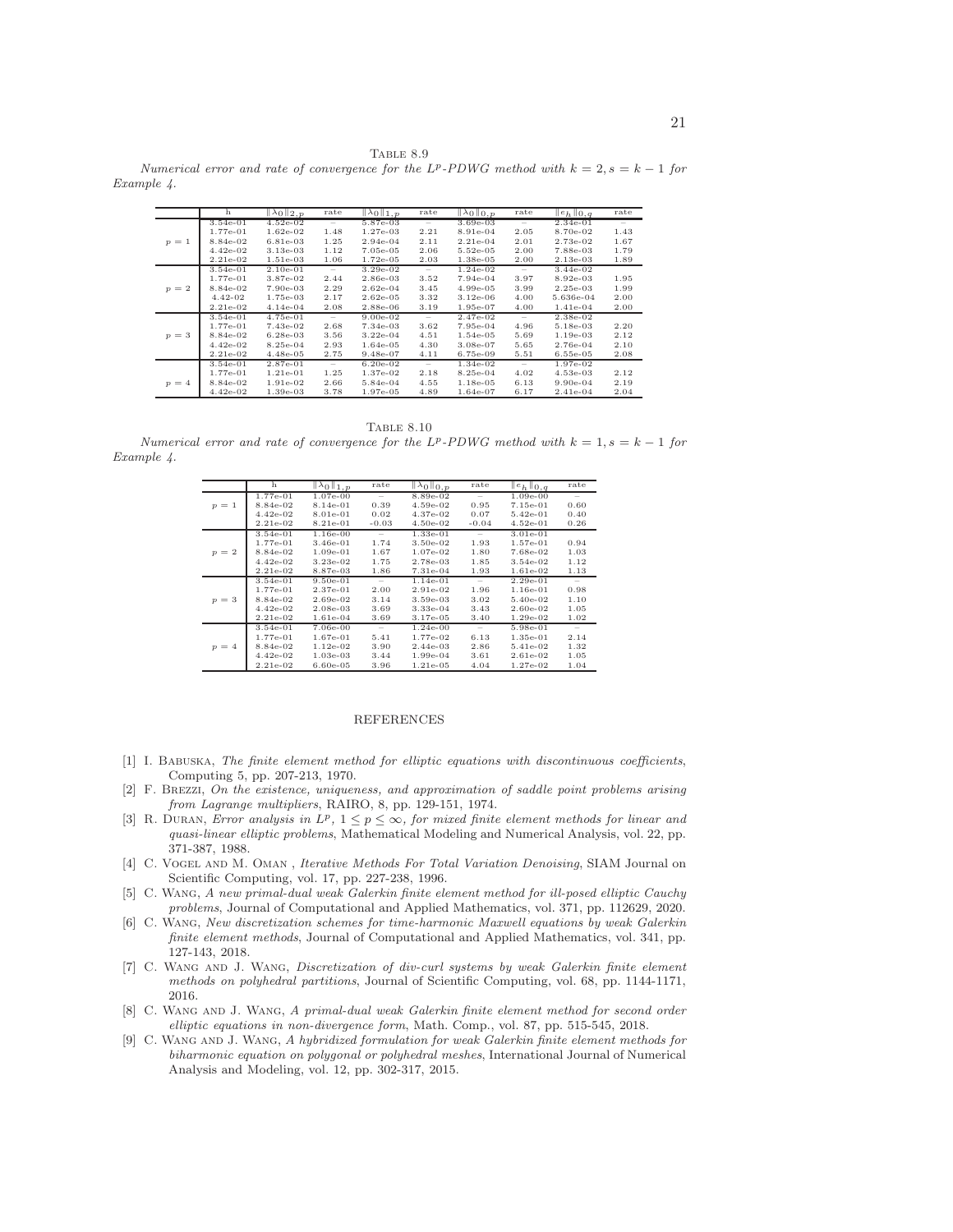TABLE 8.9
*Numerical error and rate of convergence for the $L^p$-PDWG method with $k = 2, s = k - 1$ for Example 4.*

| | h | $\|\lambda_0\|_{2,p}$ | rate | $\|\lambda_0\|_{1,p}$ | rate | $\|\lambda_0\|_{0,p}$ | rate | $\|e_h\|_{0,q}$ | rate |
|---|---|---|---|---|---|---|---|---|---|
| $p = 1$ | 3.54e-01 | 4.52e-02 | – | 5.87e-03 | – | 3.69e-03 | – | 2.34e-01 | – |
| | 1.77e-01 | 1.62e-02 | 1.48 | 1.27e-03 | 2.21 | 8.91e-04 | 2.05 | 8.70e-02 | 1.43 |
| | 8.84e-02 | 6.81e-03 | 1.25 | 2.94e-04 | 2.11 | 2.21e-04 | 2.01 | 2.73e-02 | 1.67 |
| | 4.42e-02 | 3.13e-03 | 1.12 | 7.05e-05 | 2.06 | 5.52e-05 | 2.00 | 7.88e-03 | 1.79 |
| | 2.21e-02 | 1.51e-03 | 1.06 | 1.72e-05 | 2.03 | 1.38e-05 | 2.00 | 2.13e-03 | 1.89 |
| $p = 2$ | 3.54e-01 | 2.10e-01 | – | 3.29e-02 | – | 1.24e-02 | – | 3.44e-02 | |
| | 1.77e-01 | 3.87e-02 | 2.44 | 2.86e-03 | 3.52 | 7.94e-04 | 3.97 | 8.92e-03 | 1.95 |
| | 8.84e-02 | 7.90e-03 | 2.29 | 2.62e-04 | 3.45 | 4.99e-05 | 3.99 | 2.25e-03 | 1.99 |
| | 4.42-02 | 1.75e-03 | 2.17 | 2.62e-05 | 3.32 | 3.12e-06 | 4.00 | 5.636e-04 | 2.00 |
| | 2.21e-02 | 4.14e-04 | 2.08 | 2.88e-06 | 3.19 | 1.95e-07 | 4.00 | 1.41e-04 | 2.00 |
| $p = 3$ | 3.54e-01 | 4.75e-01 | – | 9.00e-02 | – | 2.47e-02 | – | 2.38e-02 | |
| | 1.77e-01 | 7.43e-02 | 2.68 | 7.34e-03 | 3.62 | 7.95e-04 | 4.96 | 5.18e-03 | 2.20 |
| | 8.84e-02 | 6.28e-03 | 3.56 | 3.22e-04 | 4.51 | 1.54e-05 | 5.69 | 1.19e-03 | 2.12 |
| | 4.42e-02 | 8.25e-04 | 2.93 | 1.64e-05 | 4.30 | 3.08e-07 | 5.65 | 2.76e-04 | 2.10 |
| | 2.21e-02 | 4.48e-05 | 2.75 | 9.48e-07 | 4.11 | 6.75e-09 | 5.51 | 6.55e-05 | 2.08 |
| $p = 4$ | 3.54e-01 | 2.87e-01 | – | 6.20e-02 | – | 1.34e-02 | – | 1.97e-02 | |
| | 1.77e-01 | 1.21e-01 | 1.25 | 1.37e-02 | 2.18 | 8.25e-04 | 4.02 | 4.53e-03 | 2.12 |
| | 8.84e-02 | 1.91e-02 | 2.66 | 5.84e-04 | 4.55 | 1.18e-05 | 6.13 | 9.90e-04 | 2.19 |
| | 4.42e-02 | 1.39e-03 | 3.78 | 1.97e-05 | 4.89 | 1.64e-07 | 6.17 | 2.41e-04 | 2.04 |

TABLE 8.10
*Numerical error and rate of convergence for the $L^p$-PDWG method with $k = 1, s = k - 1$ for Example 4.*

| | h | $\|\lambda_0\|_{1,p}$ | rate | $\|\lambda_0\|_{0,p}$ | rate | $\|e_h\|_{0,q}$ | rate |
|---|---|---|---|---|---|---|---|
| $p = 1$ | 1.77e-01 | 1.07e-00 | – | 8.89e-02 | – | 1.09e-00 | – |
| | 8.84e-02 | 8.14e-01 | 0.39 | 4.59e-02 | 0.95 | 7.15e-01 | 0.60 |
| | 4.42e-02 | 8.01e-01 | 0.02 | 4.37e-02 | 0.07 | 5.42e-01 | 0.40 |
| | 2.21e-02 | 8.21e-01 | -0.03 | 4.50e-02 | -0.04 | 4.52e-01 | 0.26 |
| $p = 2$ | 3.54e-01 | 1.16e-00 | – | 1.33e-01 | – | 3.01e-01 | |
| | 1.77e-01 | 3.46e-01 | 1.74 | 3.50e-02 | 1.93 | 1.57e-01 | 0.94 |
| | 8.84e-02 | 1.09e-01 | 1.67 | 1.07e-02 | 1.80 | 7.68e-02 | 1.03 |
| | 4.42e-02 | 3.23e-02 | 1.75 | 2.78e-03 | 1.85 | 3.54e-02 | 1.12 |
| | 2.21e-02 | 8.87e-03 | 1.86 | 7.31e-04 | 1.93 | 1.61e-02 | 1.13 |
| $p = 3$ | 3.54e-01 | 9.50e-01 | – | 1.14e-01 | – | 2.29e-01 | – |
| | 1.77e-01 | 2.37e-01 | 2.00 | 2.91e-02 | 1.96 | 1.16e-01 | 0.98 |
| | 8.84e-02 | 2.69e-02 | 3.14 | 3.59e-03 | 3.02 | 5.40e-02 | 1.10 |
| | 4.42e-02 | 2.08e-03 | 3.69 | 3.33e-04 | 3.43 | 2.60e-02 | 1.05 |
| | 2.21e-02 | 1.61e-04 | 3.69 | 3.17e-05 | 3.40 | 1.29e-02 | 1.02 |
| $p = 4$ | 3.54e-01 | 7.06e-00 | – | 1.24e-00 | – | 5.98e-01 | – |
| | 1.77e-01 | 1.67e-01 | 5.41 | 1.77e-02 | 6.13 | 1.35e-01 | 2.14 |
| | 8.84e-02 | 1.12e-02 | 3.90 | 2.44e-03 | 2.86 | 5.41e-02 | 1.32 |
| | 4.42e-02 | 1.03e-03 | 3.44 | 1.99e-04 | 3.61 | 2.61e-02 | 1.05 |
| | 2.21e-02 | 6.60e-05 | 3.96 | 1.21e-05 | 4.04 | 1.27e-02 | 1.04 |

## REFERENCES

[1] I. Babuska, *The finite element method for elliptic equations with discontinuous coefficients*, Computing 5, pp. 207-213, 1970.

[2] F. Brezzi, *On the existence, uniqueness, and approximation of saddle point problems arising from Lagrange multipliers*, RAIRO, 8, pp. 129-151, 1974.

[3] R. Duran, *Error analysis in $L^p$, $1 \leq p \leq \infty$, for mixed finite element methods for linear and quasi-linear elliptic problems*, Mathematical Modeling and Numerical Analysis, vol. 22, pp. 371-387, 1988.

[4] C. Vogel and M. Oman , *Iterative Methods For Total Variation Denoising*, SIAM Journal on Scientific Computing, vol. 17, pp. 227-238, 1996.

[5] C. Wang, *A new primal-dual weak Galerkin finite element method for ill-posed elliptic Cauchy problems*, Journal of Computational and Applied Mathematics, vol. 371, pp. 112629, 2020.

[6] C. Wang, *New discretization schemes for time-harmonic Maxwell equations by weak Galerkin finite element methods*, Journal of Computational and Applied Mathematics, vol. 341, pp. 127-143, 2018.

[7] C. Wang and J. Wang, *Discretization of div-curl systems by weak Galerkin finite element methods on polyhedral partitions*, Journal of Scientific Computing, vol. 68, pp. 1144-1171, 2016.

[8] C. Wang and J. Wang, *A primal-dual weak Galerkin finite element method for second order elliptic equations in non-divergence form*, Math. Comp., vol. 87, pp. 515-545, 2018.

[9] C. Wang and J. Wang, *A hybridized formulation for weak Galerkin finite element methods for biharmonic equation on polygonal or polyhedral meshes*, International Journal of Numerical Analysis and Modeling, vol. 12, pp. 302-317, 2015.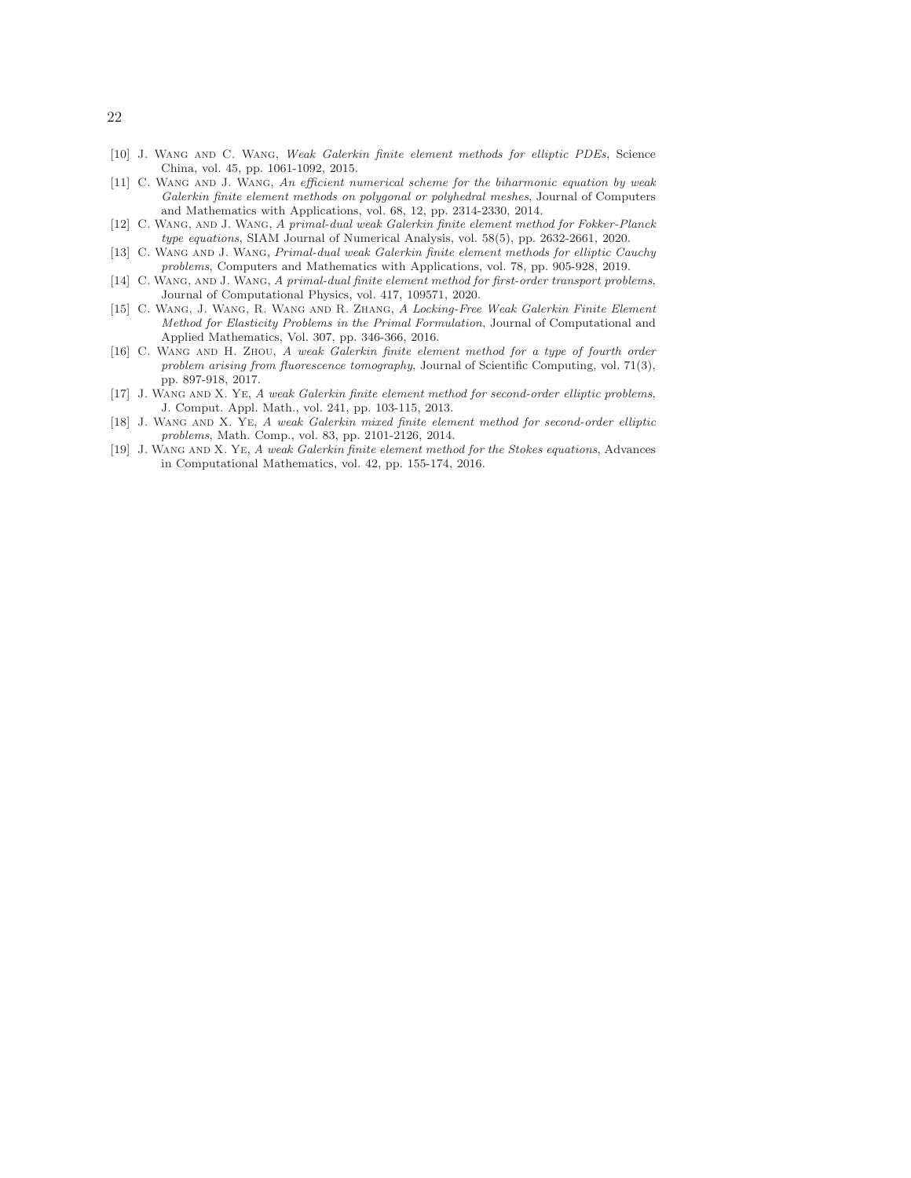[10] J. Wang and C. Wang, *Weak Galerkin finite element methods for elliptic PDEs*, Science China, vol. 45, pp. 1061-1092, 2015.

[11] C. Wang and J. Wang, *An efficient numerical scheme for the biharmonic equation by weak Galerkin finite element methods on polygonal or polyhedral meshes*, Journal of Computers and Mathematics with Applications, vol. 68, 12, pp. 2314-2330, 2014.

[12] C. Wang, and J. Wang, *A primal-dual weak Galerkin finite element method for Fokker-Planck type equations*, SIAM Journal of Numerical Analysis, vol. 58(5), pp. 2632-2661, 2020.

[13] C. Wang and J. Wang, *Primal-dual weak Galerkin finite element methods for elliptic Cauchy problems*, Computers and Mathematics with Applications, vol. 78, pp. 905-928, 2019.

[14] C. Wang, and J. Wang, *A primal-dual finite element method for first-order transport problems*, Journal of Computational Physics, vol. 417, 109571, 2020.

[15] C. Wang, J. Wang, R. Wang and R. Zhang, *A Locking-Free Weak Galerkin Finite Element Method for Elasticity Problems in the Primal Formulation*, Journal of Computational and Applied Mathematics, Vol. 307, pp. 346-366, 2016.

[16] C. Wang and H. Zhou, *A weak Galerkin finite element method for a type of fourth order problem arising from fluorescence tomography*, Journal of Scientific Computing, vol. 71(3), pp. 897-918, 2017.

[17] J. Wang and X. Ye, *A weak Galerkin finite element method for second-order elliptic problems*, J. Comput. Appl. Math., vol. 241, pp. 103-115, 2013.

[18] J. Wang and X. Ye, *A weak Galerkin mixed finite element method for second-order elliptic problems*, Math. Comp., vol. 83, pp. 2101-2126, 2014.

[19] J. Wang and X. Ye, *A weak Galerkin finite element method for the Stokes equations*, Advances in Computational Mathematics, vol. 42, pp. 155-174, 2016.